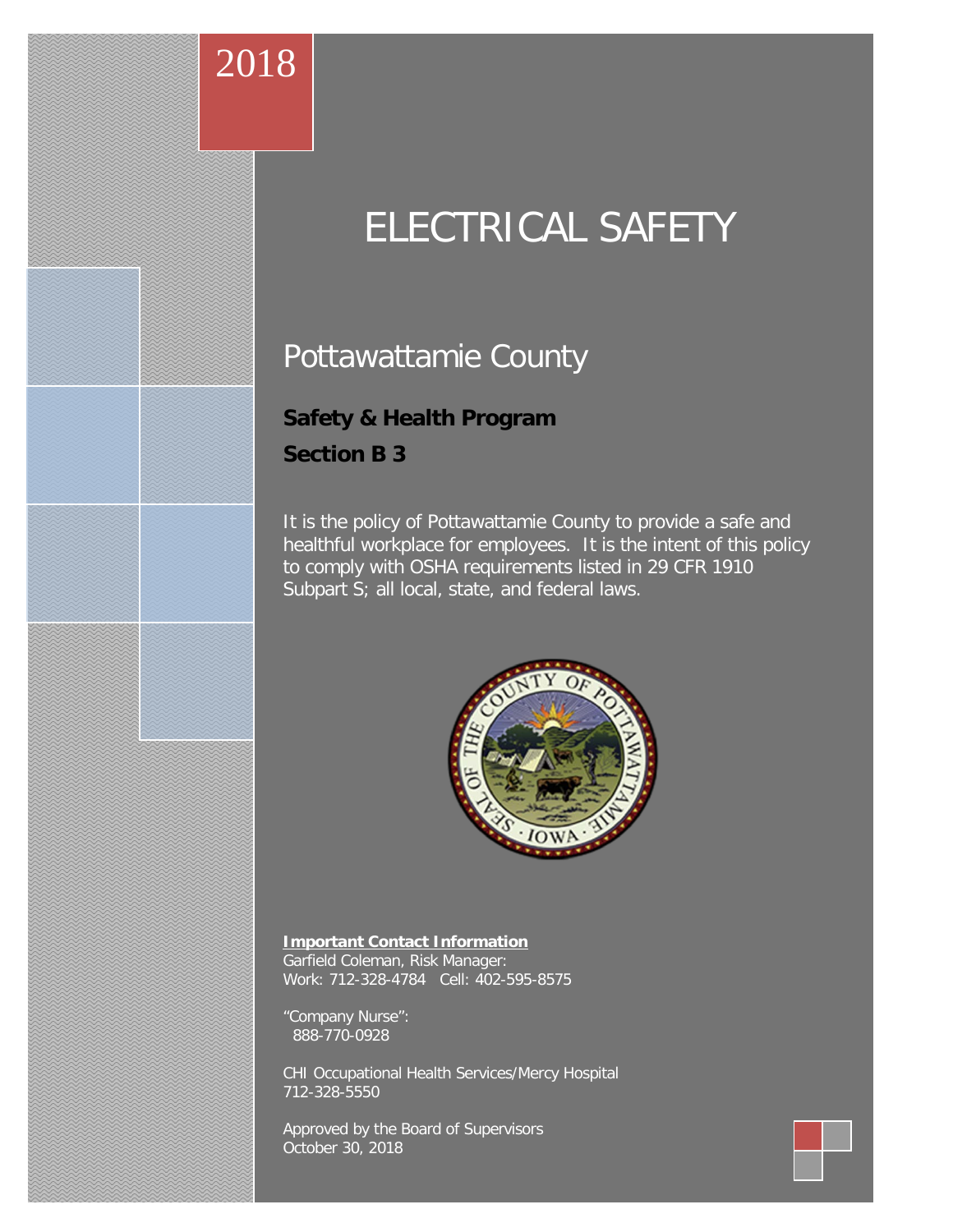2018

# ELECTRICAL SAFETY

## Pottawattamie County

**Safety & Health Program**

**Section B 3**

It is the policy of Pottawattamie County to provide a safe and healthful workplace for employees. It is the intent of this policy to comply with OSHA requirements listed in 29 CFR 1910 Subpart S; all local, state, and federal laws.

**Important Contact Information**

Garfield Coleman, Risk Manager:
Work: 712-328-4784 Cell: 402-595-8575

"Company Nurse":
888-770-0928

CHI Occupational Health Services/Mercy Hospital
712-328-5550

Approved by the Board of Supervisors
October 30, 2018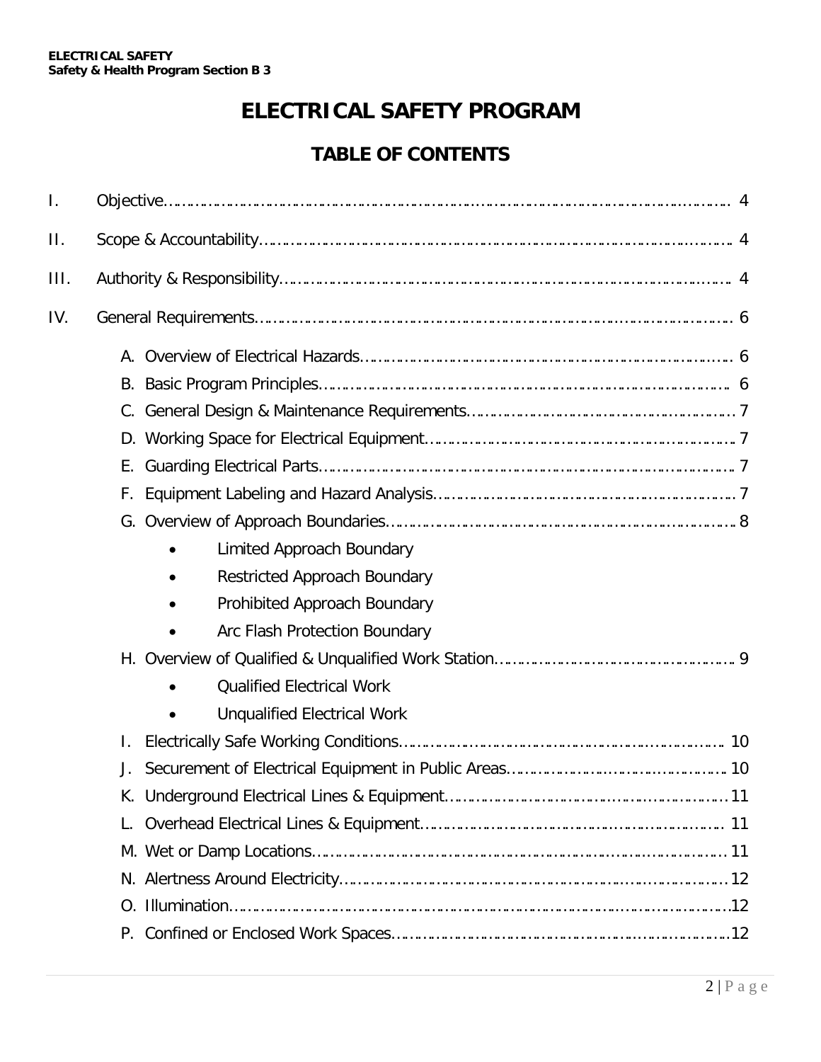# ELECTRICAL SAFETY PROGRAM

## TABLE OF CONTENTS

I. Objective……………………………………………………………………………………………… 4

II. Scope & Accountability…………………………………………………………………………… 4

III. Authority & Responsibility………………………………………………………………………… 4

IV. General Requirements…………………………………………………………………………… 6

- A. Overview of Electrical Hazards……………………………………………………………… 6
- B. Basic Program Principles…………………………………………………………………… 6
- C. General Design & Maintenance Requirements…………………………………………… 7
- D. Working Space for Electrical Equipment…………………………………………………… 7
- E. Guarding Electrical Parts…………………………………………………………………… 7
- F. Equipment Labeling and Hazard Analysis………………………………………………… 7
- G. Overview of Approach Boundaries………………………………………………………… 8
    - Limited Approach Boundary
    - Restricted Approach Boundary
    - Prohibited Approach Boundary
    - Arc Flash Protection Boundary
- H. Overview of Qualified & Unqualified Work Station……………………………………… 9
    - Qualified Electrical Work
    - Unqualified Electrical Work
- I. Electrically Safe Working Conditions……………………………………………………… 10
- J. Securement of Electrical Equipment in Public Areas…………………………………… 10
- K. Underground Electrical Lines & Equipment……………………………………………… 11
- L. Overhead Electrical Lines & Equipment………………………………………………… 11
- M. Wet or Damp Locations…………………………………………………………………… 11
- N. Alertness Around Electricity……………………………………………………………… 12
- O. Illumination…………………………………………………………………………………… 12
- P. Confined or Enclosed Work Spaces……………………………………………………… 12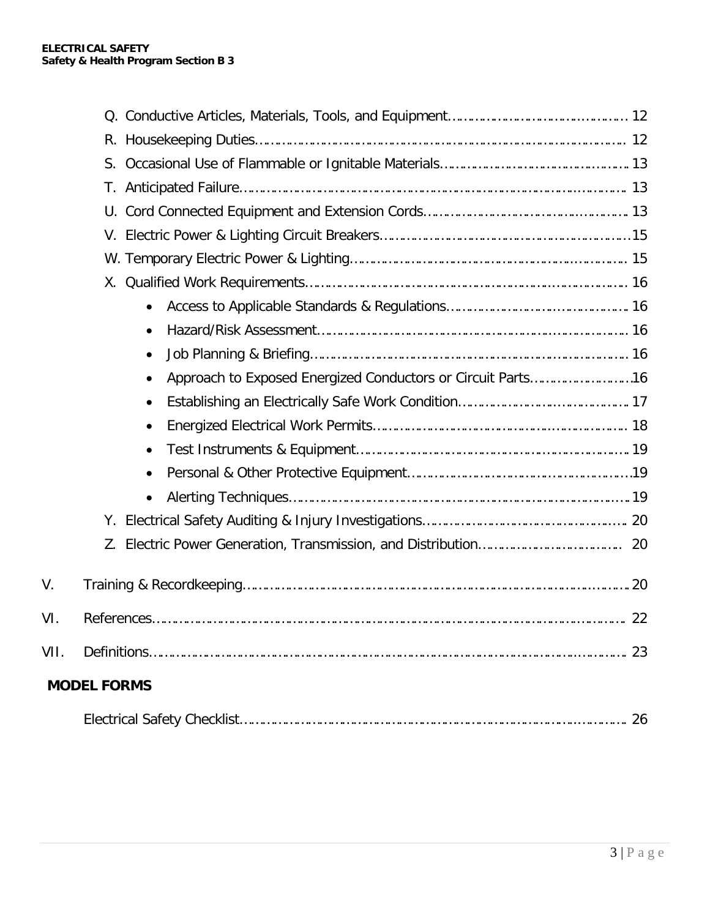Q. Conductive Articles, Materials, Tools, and Equipment………………………………………. 12

R. Housekeeping Duties……………………………………………………………………………… 12

S. Occasional Use of Flammable or Ignitable Materials………………………………………13

T. Anticipated Failure………………………………………………………………………………. 13

U. Cord Connected Equipment and Extension Cords…………………………………………13

V. Electric Power & Lighting Circuit Breakers…………………………………………………….15

W. Temporary Electric Power & Lighting………………………………………………………… 15

X. Qualified Work Requirements……………………………………………………………………16

- Access to Applicable Standards & Regulations……………………………………16
- Hazard/Risk Assessment………………………………………………………………16
- Job Planning & Briefing…………………………………………………………………16
- Approach to Exposed Energized Conductors or Circuit Parts……………………16
- Establishing an Electrically Safe Work Condition…………………………………17
- Energized Electrical Work Permits……………………………………………………18
- Test Instruments & Equipment…………………………………………………………19
- Personal & Other Protective Equipment………………………………………………19
- Alerting Techniques………………………………………………………………………19

Y. Electrical Safety Auditing & Injury Investigations…………………………………………. 20

Z. Electric Power Generation, Transmission, and Distribution……………………………… 20

V. Training & Recordkeeping…………………………………………………………………………………20

VI. References…………………………………………………………………………………………………. 22

VII. Definitions…………………………………………………………………………………………………. 23

**MODEL FORMS**

Electrical Safety Checklist……………………………………………………………………………………. 26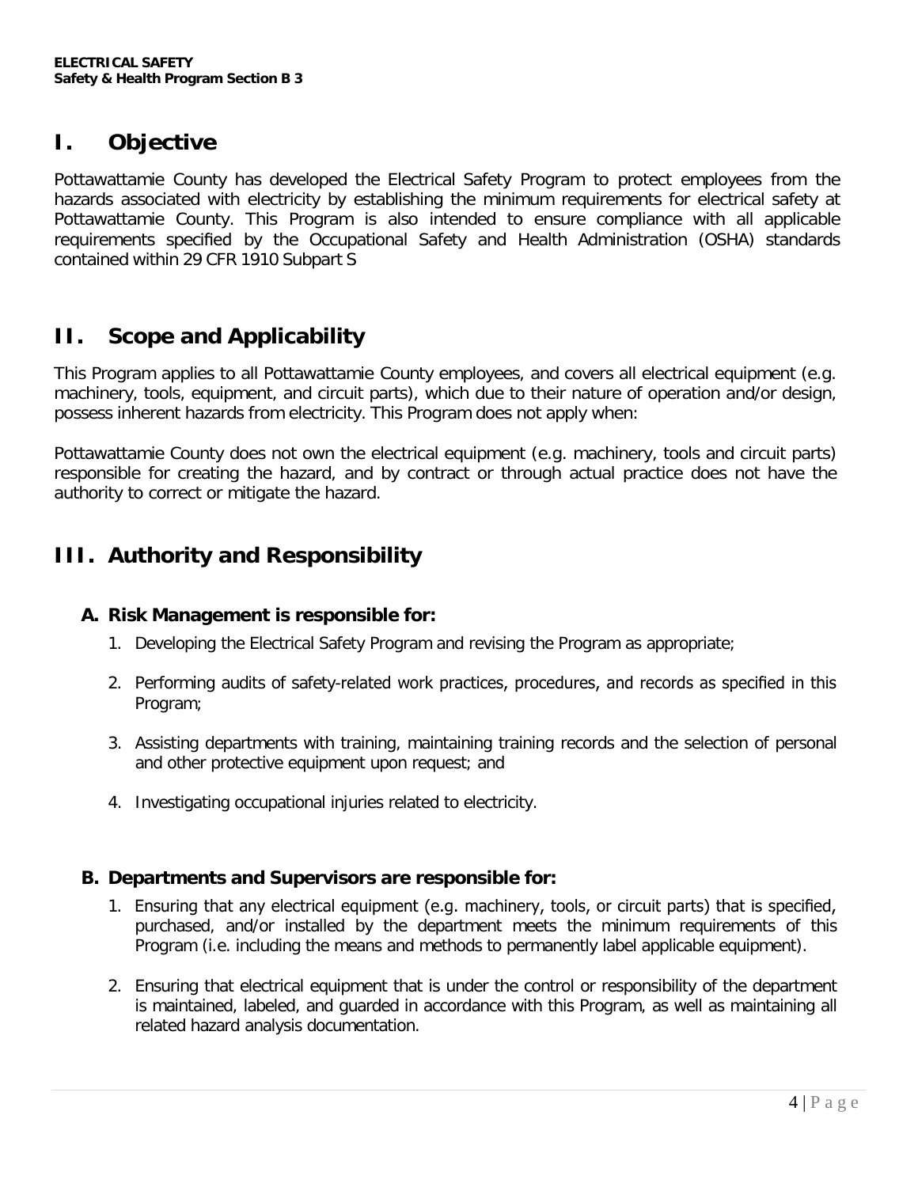# I. Objective

Pottawattamie County has developed the Electrical Safety Program to protect employees from the hazards associated with electricity by establishing the minimum requirements for electrical safety at Pottawattamie County. This Program is also intended to ensure compliance with all applicable requirements specified by the Occupational Safety and Health Administration (OSHA) standards contained within 29 CFR 1910 Subpart S

# II. Scope and Applicability

This Program applies to all Pottawattamie County employees, and covers all electrical equipment (e.g. machinery, tools, equipment, and circuit parts), which due to their nature of operation and/or design, possess inherent hazards from electricity. This Program does not apply when:

Pottawattamie County does not own the electrical equipment (e.g. machinery, tools and circuit parts) responsible for creating the hazard, and by contract or through actual practice does not have the authority to correct or mitigate the hazard.

# III. Authority and Responsibility

### A. Risk Management is responsible for:

1. Developing the Electrical Safety Program and revising the Program as appropriate;
2. Performing audits of safety-related work practices, procedures, and records as specified in this Program;
3. Assisting departments with training, maintaining training records and the selection of personal and other protective equipment upon request; and
4. Investigating occupational injuries related to electricity.

### B. Departments and Supervisors are responsible for:

1. Ensuring that any electrical equipment (e.g. machinery, tools, or circuit parts) that is specified, purchased, and/or installed by the department meets the minimum requirements of this Program (i.e. including the means and methods to permanently label applicable equipment).
2. Ensuring that electrical equipment that is under the control or responsibility of the department is maintained, labeled, and guarded in accordance with this Program, as well as maintaining all related hazard analysis documentation.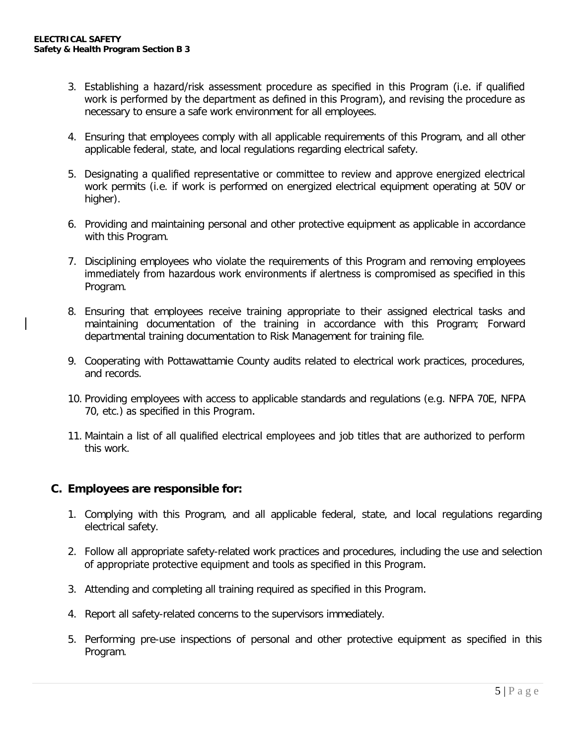3. Establishing a hazard/risk assessment procedure as specified in this Program (i.e. if qualified work is performed by the department as defined in this Program), and revising the procedure as necessary to ensure a safe work environment for all employees.

4. Ensuring that employees comply with all applicable requirements of this Program, and all other applicable federal, state, and local regulations regarding electrical safety.

5. Designating a qualified representative or committee to review and approve energized electrical work permits (i.e. if work is performed on energized electrical equipment operating at 50V or higher).

6. Providing and maintaining personal and other protective equipment as applicable in accordance with this Program.

7. Disciplining employees who violate the requirements of this Program and removing employees immediately from hazardous work environments if alertness is compromised as specified in this Program.

8. Ensuring that employees receive training appropriate to their assigned electrical tasks and maintaining documentation of the training in accordance with this Program; Forward departmental training documentation to Risk Management for training file.

9. Cooperating with Pottawattamie County audits related to electrical work practices, procedures, and records.

10. Providing employees with access to applicable standards and regulations (e.g. NFPA 70E, NFPA 70, etc.) as specified in this Program.

11. Maintain a list of all qualified electrical employees and job titles that are authorized to perform this work.

## C. Employees are responsible for:

1. Complying with this Program, and all applicable federal, state, and local regulations regarding electrical safety.

2. Follow all appropriate safety-related work practices and procedures, including the use and selection of appropriate protective equipment and tools as specified in this Program.

3. Attending and completing all training required as specified in this Program.

4. Report all safety-related concerns to the supervisors immediately.

5. Performing pre-use inspections of personal and other protective equipment as specified in this Program.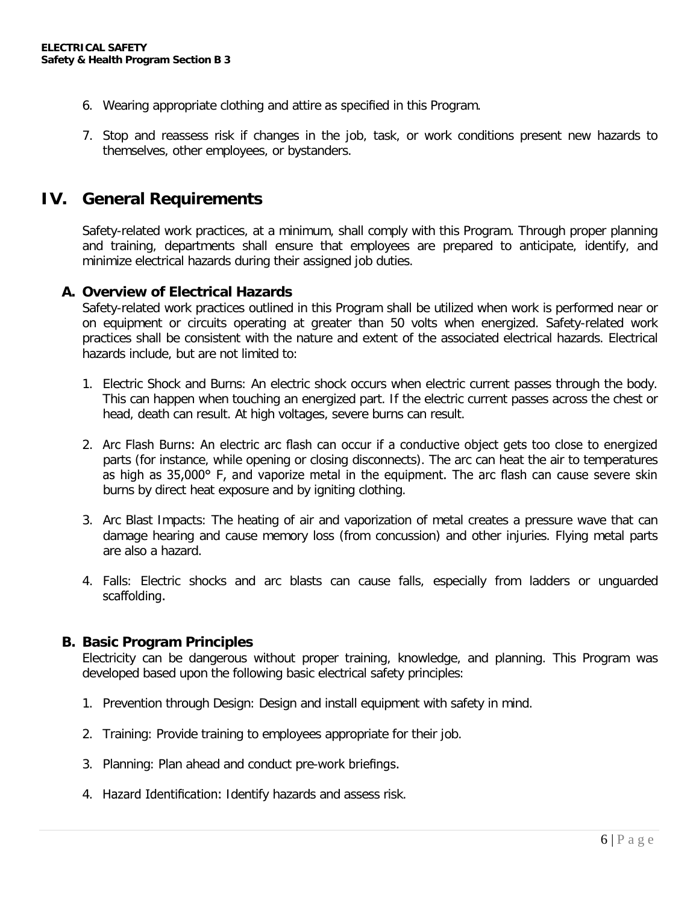6. Wearing appropriate clothing and attire as specified in this Program.

7. Stop and reassess risk if changes in the job, task, or work conditions present new hazards to themselves, other employees, or bystanders.

# IV. General Requirements

Safety-related work practices, at a minimum, shall comply with this Program. Through proper planning and training, departments shall ensure that employees are prepared to anticipate, identify, and minimize electrical hazards during their assigned job duties.

## A. Overview of Electrical Hazards

Safety-related work practices outlined in this Program shall be utilized when work is performed near or on equipment or circuits operating at greater than 50 volts when energized. Safety-related work practices shall be consistent with the nature and extent of the associated electrical hazards. Electrical hazards include, but are not limited to:

1. Electric Shock and Burns: An electric shock occurs when electric current passes through the body. This can happen when touching an energized part. If the electric current passes across the chest or head, death can result. At high voltages, severe burns can result.

2. Arc Flash Burns: An electric arc flash can occur if a conductive object gets too close to energized parts (for instance, while opening or closing disconnects). The arc can heat the air to temperatures as high as 35,000° F, and vaporize metal in the equipment. The arc flash can cause severe skin burns by direct heat exposure and by igniting clothing.

3. Arc Blast Impacts: The heating of air and vaporization of metal creates a pressure wave that can damage hearing and cause memory loss (from concussion) and other injuries. Flying metal parts are also a hazard.

4. Falls: Electric shocks and arc blasts can cause falls, especially from ladders or unguarded scaffolding.

## B. Basic Program Principles

Electricity can be dangerous without proper training, knowledge, and planning. This Program was developed based upon the following basic electrical safety principles:

1. Prevention through Design: Design and install equipment with safety in mind.

2. Training: Provide training to employees appropriate for their job.

3. Planning: Plan ahead and conduct pre-work briefings.

4. Hazard Identification: Identify hazards and assess risk.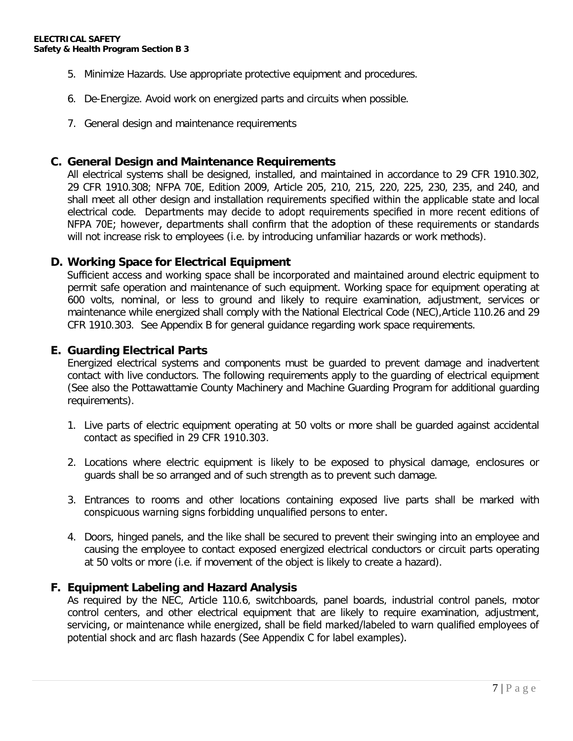5. Minimize Hazards. Use appropriate protective equipment and procedures.

6. De-Energize. Avoid work on energized parts and circuits when possible.

7. General design and maintenance requirements

## C. General Design and Maintenance Requirements

All electrical systems shall be designed, installed, and maintained in accordance to 29 CFR 1910.302, 29 CFR 1910.308; NFPA 70E, Edition 2009, Article 205, 210, 215, 220, 225, 230, 235, and 240, and shall meet all other design and installation requirements specified within the applicable state and local electrical code. Departments may decide to adopt requirements specified in more recent editions of NFPA 70E; however, departments shall confirm that the adoption of these requirements or standards will not increase risk to employees (i.e. by introducing unfamiliar hazards or work methods).

## D. Working Space for Electrical Equipment

Sufficient access and working space shall be incorporated and maintained around electric equipment to permit safe operation and maintenance of such equipment. Working space for equipment operating at 600 volts, nominal, or less to ground and likely to require examination, adjustment, services or maintenance while energized shall comply with the National Electrical Code (NEC),Article 110.26 and 29 CFR 1910.303. See Appendix B for general guidance regarding work space requirements.

## E. Guarding Electrical Parts

Energized electrical systems and components must be guarded to prevent damage and inadvertent contact with live conductors. The following requirements apply to the guarding of electrical equipment (See also the Pottawattamie County Machinery and Machine Guarding Program for additional guarding requirements).

1. Live parts of electric equipment operating at 50 volts or more shall be guarded against accidental contact as specified in 29 CFR 1910.303.

2. Locations where electric equipment is likely to be exposed to physical damage, enclosures or guards shall be so arranged and of such strength as to prevent such damage.

3. Entrances to rooms and other locations containing exposed live parts shall be marked with conspicuous warning signs forbidding unqualified persons to enter.

4. Doors, hinged panels, and the like shall be secured to prevent their swinging into an employee and causing the employee to contact exposed energized electrical conductors or circuit parts operating at 50 volts or more (i.e. if movement of the object is likely to create a hazard).

## F. Equipment Labeling and Hazard Analysis

As required by the NEC, Article 110.6, switchboards, panel boards, industrial control panels, motor control centers, and other electrical equipment that are likely to require examination, adjustment, servicing, or maintenance while energized, shall be field marked/labeled to warn qualified employees of potential shock and arc flash hazards (See Appendix C for label examples).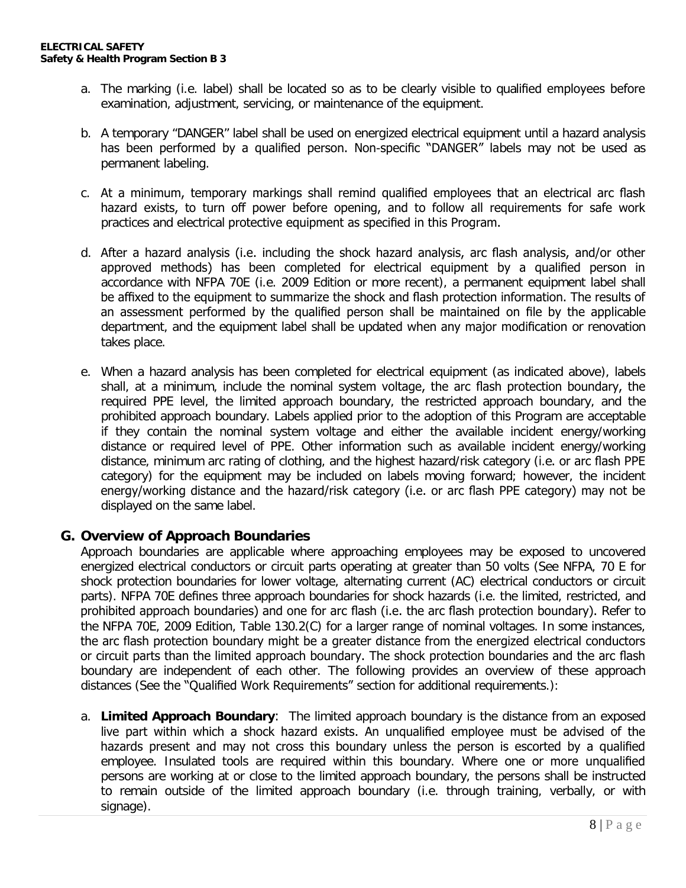a. The marking (i.e. label) shall be located so as to be clearly visible to qualified employees before examination, adjustment, servicing, or maintenance of the equipment.

b. A temporary "DANGER" label shall be used on energized electrical equipment until a hazard analysis has been performed by a qualified person. Non-specific "DANGER" labels may not be used as permanent labeling.

c. At a minimum, temporary markings shall remind qualified employees that an electrical arc flash hazard exists, to turn off power before opening, and to follow all requirements for safe work practices and electrical protective equipment as specified in this Program.

d. After a hazard analysis (i.e. including the shock hazard analysis, arc flash analysis, and/or other approved methods) has been completed for electrical equipment by a qualified person in accordance with NFPA 70E (i.e. 2009 Edition or more recent), a permanent equipment label shall be affixed to the equipment to summarize the shock and flash protection information. The results of an assessment performed by the qualified person shall be maintained on file by the applicable department, and the equipment label shall be updated when any major modification or renovation takes place.

e. When a hazard analysis has been completed for electrical equipment (as indicated above), labels shall, at a minimum, include the nominal system voltage, the arc flash protection boundary, the required PPE level, the limited approach boundary, the restricted approach boundary, and the prohibited approach boundary. Labels applied prior to the adoption of this Program are acceptable if they contain the nominal system voltage and either the available incident energy/working distance or required level of PPE. Other information such as available incident energy/working distance, minimum arc rating of clothing, and the highest hazard/risk category (i.e. or arc flash PPE category) for the equipment may be included on labels moving forward; however, the incident energy/working distance and the hazard/risk category (i.e. or arc flash PPE category) may not be displayed on the same label.

## G. Overview of Approach Boundaries

Approach boundaries are applicable where approaching employees may be exposed to uncovered energized electrical conductors or circuit parts operating at greater than 50 volts (See NFPA, 70 E for shock protection boundaries for lower voltage, alternating current (AC) electrical conductors or circuit parts). NFPA 70E defines three approach boundaries for shock hazards (i.e. the limited, restricted, and prohibited approach boundaries) and one for arc flash (i.e. the arc flash protection boundary). Refer to the NFPA 70E, 2009 Edition, Table 130.2(C) for a larger range of nominal voltages. In some instances, the arc flash protection boundary might be a greater distance from the energized electrical conductors or circuit parts than the limited approach boundary. The shock protection boundaries and the arc flash boundary are independent of each other. The following provides an overview of these approach distances (See the "Qualified Work Requirements" section for additional requirements.):

a. **Limited Approach Boundary**: The limited approach boundary is the distance from an exposed live part within which a shock hazard exists. An unqualified employee must be advised of the hazards present and may not cross this boundary unless the person is escorted by a qualified employee. Insulated tools are required within this boundary. Where one or more unqualified persons are working at or close to the limited approach boundary, the persons shall be instructed to remain outside of the limited approach boundary (i.e. through training, verbally, or with signage).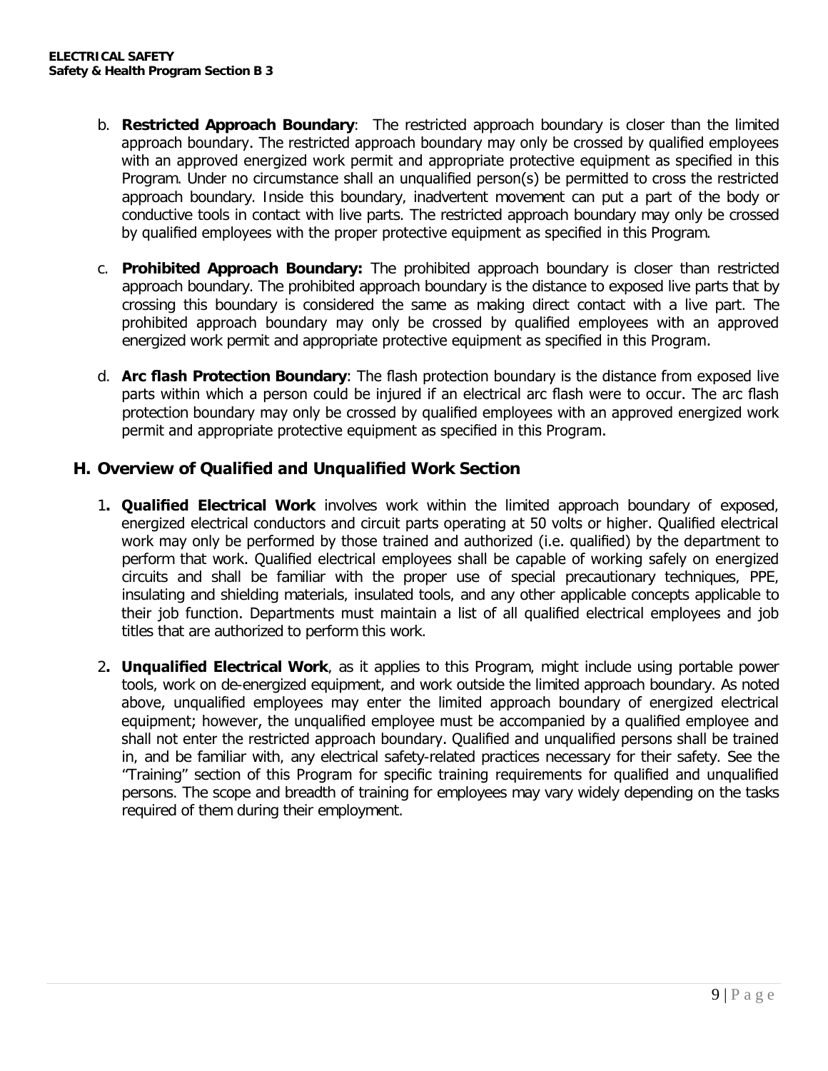b. **Restricted Approach Boundary**: The restricted approach boundary is closer than the limited approach boundary. The restricted approach boundary may only be crossed by qualified employees with an approved energized work permit and appropriate protective equipment as specified in this Program. Under no circumstance shall an unqualified person(s) be permitted to cross the restricted approach boundary. Inside this boundary, inadvertent movement can put a part of the body or conductive tools in contact with live parts. The restricted approach boundary may only be crossed by qualified employees with the proper protective equipment as specified in this Program.

c. **Prohibited Approach Boundary:** The prohibited approach boundary is closer than restricted approach boundary. The prohibited approach boundary is the distance to exposed live parts that by crossing this boundary is considered the same as making direct contact with a live part. The prohibited approach boundary may only be crossed by qualified employees with an approved energized work permit and appropriate protective equipment as specified in this Program.

d. **Arc flash Protection Boundary**: The flash protection boundary is the distance from exposed live parts within which a person could be injured if an electrical arc flash were to occur. The arc flash protection boundary may only be crossed by qualified employees with an approved energized work permit and appropriate protective equipment as specified in this Program.

## H. Overview of Qualified and Unqualified Work Section

1. **Qualified Electrical Work** involves work within the limited approach boundary of exposed, energized electrical conductors and circuit parts operating at 50 volts or higher. Qualified electrical work may only be performed by those trained and authorized (i.e. qualified) by the department to perform that work. Qualified electrical employees shall be capable of working safely on energized circuits and shall be familiar with the proper use of special precautionary techniques, PPE, insulating and shielding materials, insulated tools, and any other applicable concepts applicable to their job function. Departments must maintain a list of all qualified electrical employees and job titles that are authorized to perform this work.

2. **Unqualified Electrical Work**, as it applies to this Program, might include using portable power tools, work on de-energized equipment, and work outside the limited approach boundary. As noted above, unqualified employees may enter the limited approach boundary of energized electrical equipment; however, the unqualified employee must be accompanied by a qualified employee and shall not enter the restricted approach boundary. Qualified and unqualified persons shall be trained in, and be familiar with, any electrical safety-related practices necessary for their safety. See the "Training" section of this Program for specific training requirements for qualified and unqualified persons. The scope and breadth of training for employees may vary widely depending on the tasks required of them during their employment.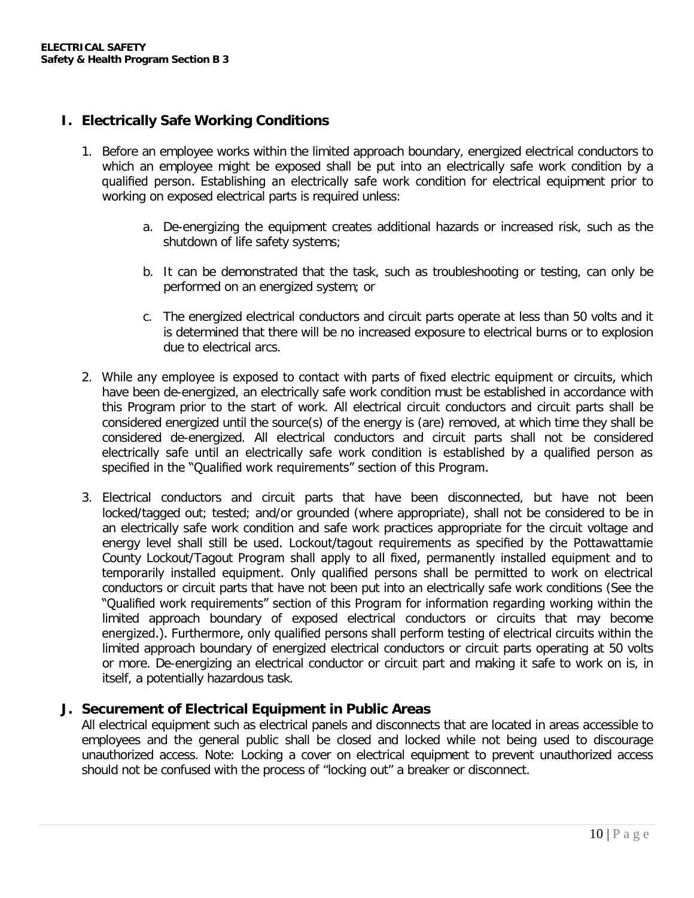## I. Electrically Safe Working Conditions

1. Before an employee works within the limited approach boundary, energized electrical conductors to which an employee might be exposed shall be put into an electrically safe work condition by a qualified person. Establishing an electrically safe work condition for electrical equipment prior to working on exposed electrical parts is required unless:

    a. De-energizing the equipment creates additional hazards or increased risk, such as the shutdown of life safety systems;

    b. It can be demonstrated that the task, such as troubleshooting or testing, can only be performed on an energized system; or

    c. The energized electrical conductors and circuit parts operate at less than 50 volts and it is determined that there will be no increased exposure to electrical burns or to explosion due to electrical arcs.

2. While any employee is exposed to contact with parts of fixed electric equipment or circuits, which have been de-energized, an electrically safe work condition must be established in accordance with this Program prior to the start of work. All electrical circuit conductors and circuit parts shall be considered energized until the source(s) of the energy is (are) removed, at which time they shall be considered de-energized. All electrical conductors and circuit parts shall not be considered electrically safe until an electrically safe work condition is established by a qualified person as specified in the "Qualified work requirements" section of this Program.

3. Electrical conductors and circuit parts that have been disconnected, but have not been locked/tagged out; tested; and/or grounded (where appropriate), shall not be considered to be in an electrically safe work condition and safe work practices appropriate for the circuit voltage and energy level shall still be used. Lockout/tagout requirements as specified by the Pottawattamie County Lockout/Tagout Program shall apply to all fixed, permanently installed equipment and to temporarily installed equipment. Only qualified persons shall be permitted to work on electrical conductors or circuit parts that have not been put into an electrically safe work conditions (See the "Qualified work requirements" section of this Program for information regarding working within the limited approach boundary of exposed electrical conductors or circuits that may become energized.). Furthermore, only qualified persons shall perform testing of electrical circuits within the limited approach boundary of energized electrical conductors or circuit parts operating at 50 volts or more. De-energizing an electrical conductor or circuit part and making it safe to work on is, in itself, a potentially hazardous task.

## J. Securement of Electrical Equipment in Public Areas

All electrical equipment such as electrical panels and disconnects that are located in areas accessible to employees and the general public shall be closed and locked while not being used to discourage unauthorized access. Note: Locking a cover on electrical equipment to prevent unauthorized access should not be confused with the process of "locking out" a breaker or disconnect.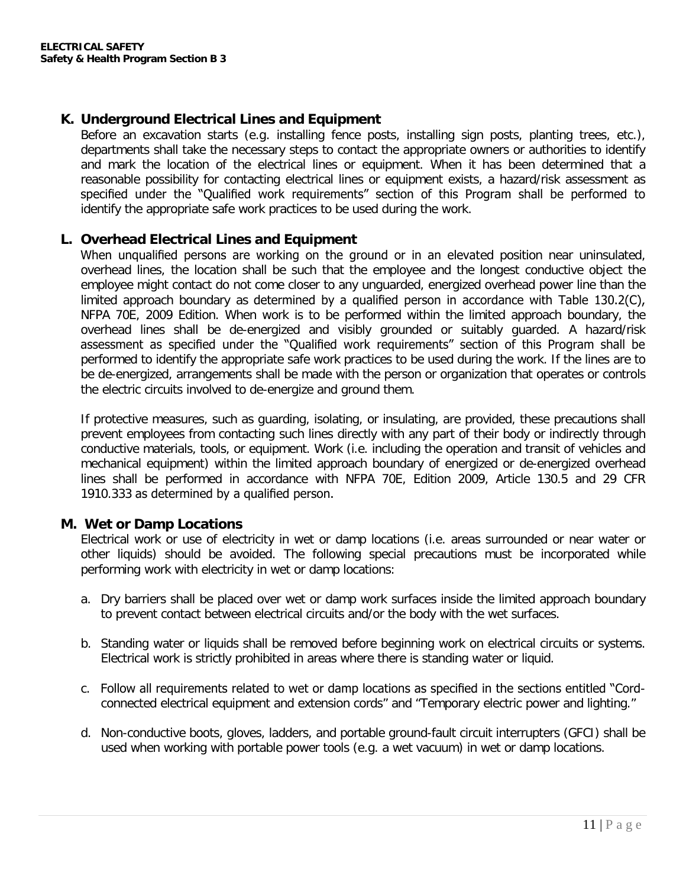## K. Underground Electrical Lines and Equipment

Before an excavation starts (e.g. installing fence posts, installing sign posts, planting trees, etc.), departments shall take the necessary steps to contact the appropriate owners or authorities to identify and mark the location of the electrical lines or equipment. When it has been determined that a reasonable possibility for contacting electrical lines or equipment exists, a hazard/risk assessment as specified under the "Qualified work requirements" section of this Program shall be performed to identify the appropriate safe work practices to be used during the work.

## L. Overhead Electrical Lines and Equipment

When unqualified persons are working on the ground or in an elevated position near uninsulated, overhead lines, the location shall be such that the employee and the longest conductive object the employee might contact do not come closer to any unguarded, energized overhead power line than the limited approach boundary as determined by a qualified person in accordance with Table 130.2(C), NFPA 70E, 2009 Edition. When work is to be performed within the limited approach boundary, the overhead lines shall be de-energized and visibly grounded or suitably guarded. A hazard/risk assessment as specified under the "Qualified work requirements" section of this Program shall be performed to identify the appropriate safe work practices to be used during the work. If the lines are to be de-energized, arrangements shall be made with the person or organization that operates or controls the electric circuits involved to de-energize and ground them.

If protective measures, such as guarding, isolating, or insulating, are provided, these precautions shall prevent employees from contacting such lines directly with any part of their body or indirectly through conductive materials, tools, or equipment. Work (i.e. including the operation and transit of vehicles and mechanical equipment) within the limited approach boundary of energized or de-energized overhead lines shall be performed in accordance with NFPA 70E, Edition 2009, Article 130.5 and 29 CFR 1910.333 as determined by a qualified person.

## M. Wet or Damp Locations

Electrical work or use of electricity in wet or damp locations (i.e. areas surrounded or near water or other liquids) should be avoided. The following special precautions must be incorporated while performing work with electricity in wet or damp locations:

a. Dry barriers shall be placed over wet or damp work surfaces inside the limited approach boundary to prevent contact between electrical circuits and/or the body with the wet surfaces.

b. Standing water or liquids shall be removed before beginning work on electrical circuits or systems. Electrical work is strictly prohibited in areas where there is standing water or liquid.

c. Follow all requirements related to wet or damp locations as specified in the sections entitled "Cord-connected electrical equipment and extension cords" and "Temporary electric power and lighting."

d. Non-conductive boots, gloves, ladders, and portable ground-fault circuit interrupters (GFCI) shall be used when working with portable power tools (e.g. a wet vacuum) in wet or damp locations.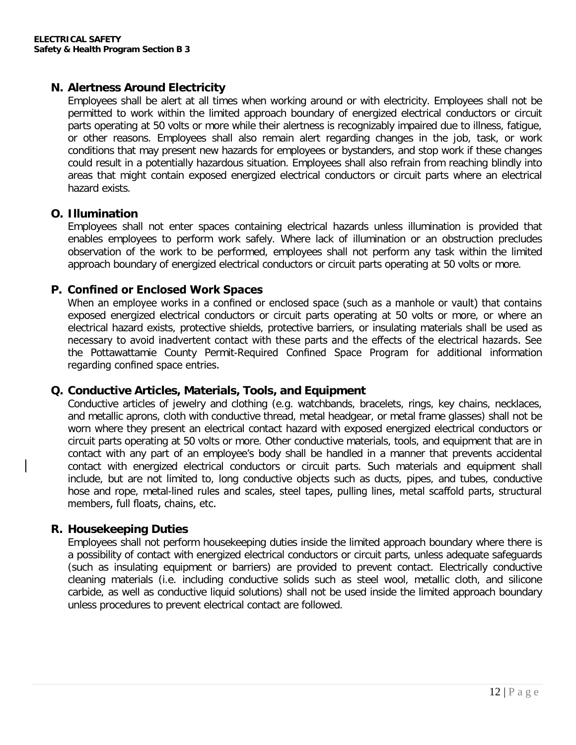## N. Alertness Around Electricity

Employees shall be alert at all times when working around or with electricity. Employees shall not be permitted to work within the limited approach boundary of energized electrical conductors or circuit parts operating at 50 volts or more while their alertness is recognizably impaired due to illness, fatigue, or other reasons. Employees shall also remain alert regarding changes in the job, task, or work conditions that may present new hazards for employees or bystanders, and stop work if these changes could result in a potentially hazardous situation. Employees shall also refrain from reaching blindly into areas that might contain exposed energized electrical conductors or circuit parts where an electrical hazard exists.

## O. Illumination

Employees shall not enter spaces containing electrical hazards unless illumination is provided that enables employees to perform work safely. Where lack of illumination or an obstruction precludes observation of the work to be performed, employees shall not perform any task within the limited approach boundary of energized electrical conductors or circuit parts operating at 50 volts or more.

## P. Confined or Enclosed Work Spaces

When an employee works in a confined or enclosed space (such as a manhole or vault) that contains exposed energized electrical conductors or circuit parts operating at 50 volts or more, or where an electrical hazard exists, protective shields, protective barriers, or insulating materials shall be used as necessary to avoid inadvertent contact with these parts and the effects of the electrical hazards. See the Pottawattamie County Permit-Required Confined Space Program for additional information regarding confined space entries.

## Q. Conductive Articles, Materials, Tools, and Equipment

Conductive articles of jewelry and clothing (e.g. watchbands, bracelets, rings, key chains, necklaces, and metallic aprons, cloth with conductive thread, metal headgear, or metal frame glasses) shall not be worn where they present an electrical contact hazard with exposed energized electrical conductors or circuit parts operating at 50 volts or more. Other conductive materials, tools, and equipment that are in contact with any part of an employee's body shall be handled in a manner that prevents accidental contact with energized electrical conductors or circuit parts. Such materials and equipment shall include, but are not limited to, long conductive objects such as ducts, pipes, and tubes, conductive hose and rope, metal-lined rules and scales, steel tapes, pulling lines, metal scaffold parts, structural members, full floats, chains, etc.

## R. Housekeeping Duties

Employees shall not perform housekeeping duties inside the limited approach boundary where there is a possibility of contact with energized electrical conductors or circuit parts, unless adequate safeguards (such as insulating equipment or barriers) are provided to prevent contact. Electrically conductive cleaning materials (i.e. including conductive solids such as steel wool, metallic cloth, and silicone carbide, as well as conductive liquid solutions) shall not be used inside the limited approach boundary unless procedures to prevent electrical contact are followed.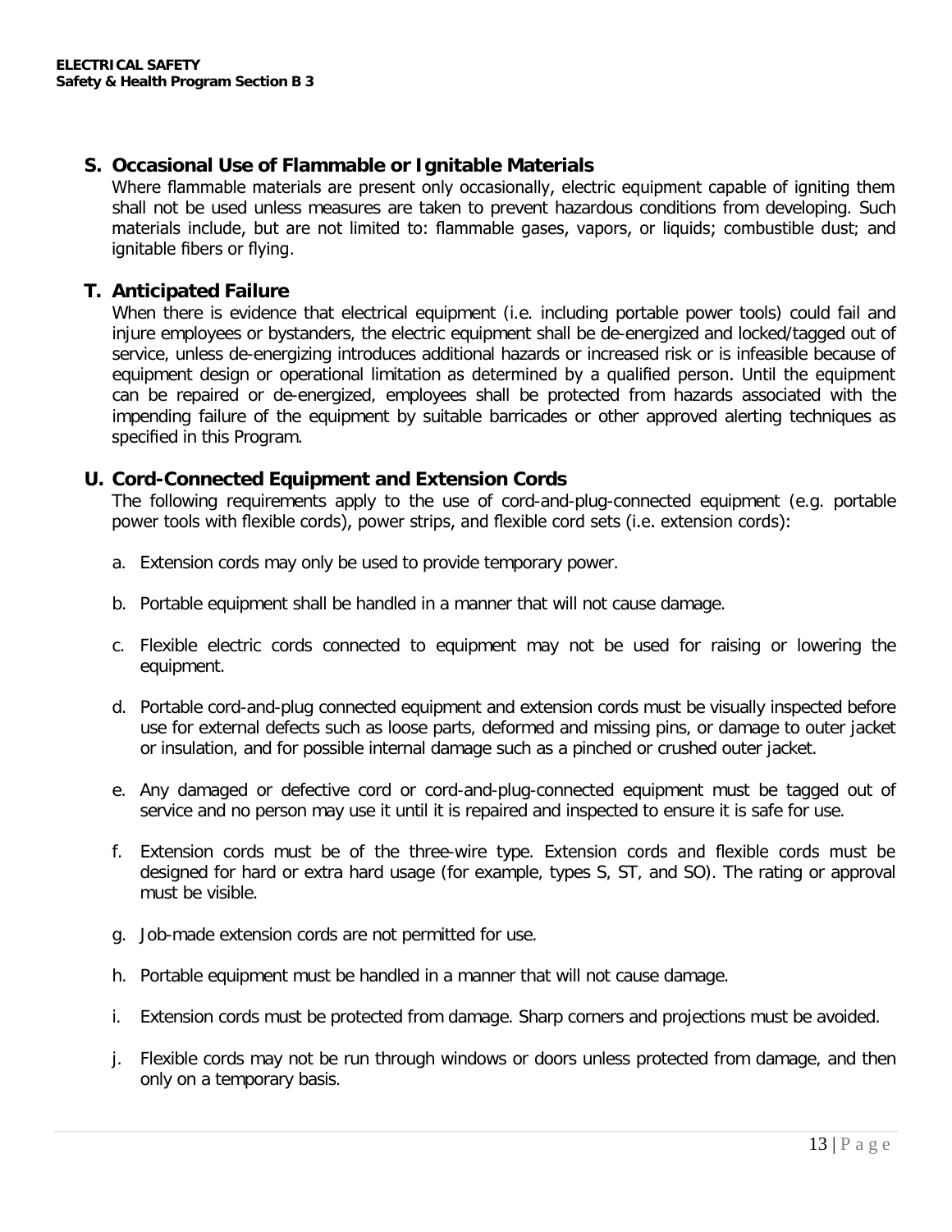## S. Occasional Use of Flammable or Ignitable Materials

Where flammable materials are present only occasionally, electric equipment capable of igniting them shall not be used unless measures are taken to prevent hazardous conditions from developing. Such materials include, but are not limited to: flammable gases, vapors, or liquids; combustible dust; and ignitable fibers or flying.

## T. Anticipated Failure

When there is evidence that electrical equipment (i.e. including portable power tools) could fail and injure employees or bystanders, the electric equipment shall be de-energized and locked/tagged out of service, unless de-energizing introduces additional hazards or increased risk or is infeasible because of equipment design or operational limitation as determined by a qualified person. Until the equipment can be repaired or de-energized, employees shall be protected from hazards associated with the impending failure of the equipment by suitable barricades or other approved alerting techniques as specified in this Program.

## U. Cord-Connected Equipment and Extension Cords

The following requirements apply to the use of cord-and-plug-connected equipment (e.g. portable power tools with flexible cords), power strips, and flexible cord sets (i.e. extension cords):

a. Extension cords may only be used to provide temporary power.

b. Portable equipment shall be handled in a manner that will not cause damage.

c. Flexible electric cords connected to equipment may not be used for raising or lowering the equipment.

d. Portable cord-and-plug connected equipment and extension cords must be visually inspected before use for external defects such as loose parts, deformed and missing pins, or damage to outer jacket or insulation, and for possible internal damage such as a pinched or crushed outer jacket.

e. Any damaged or defective cord or cord-and-plug-connected equipment must be tagged out of service and no person may use it until it is repaired and inspected to ensure it is safe for use.

f. Extension cords must be of the three-wire type. Extension cords and flexible cords must be designed for hard or extra hard usage (for example, types S, ST, and SO). The rating or approval must be visible.

g. Job-made extension cords are not permitted for use.

h. Portable equipment must be handled in a manner that will not cause damage.

i. Extension cords must be protected from damage. Sharp corners and projections must be avoided.

j. Flexible cords may not be run through windows or doors unless protected from damage, and then only on a temporary basis.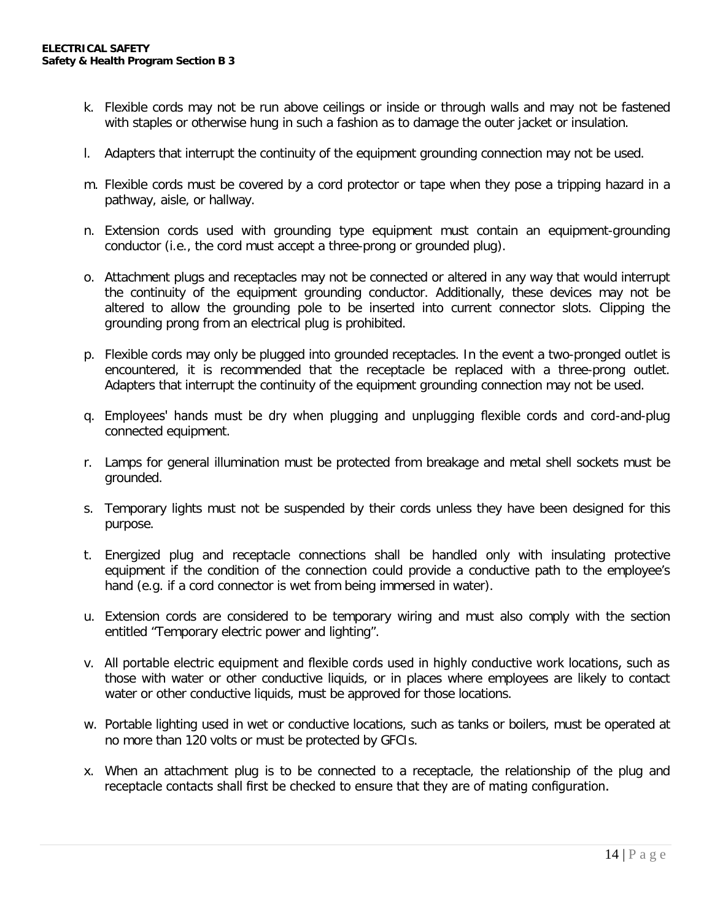k. Flexible cords may not be run above ceilings or inside or through walls and may not be fastened with staples or otherwise hung in such a fashion as to damage the outer jacket or insulation.

l. Adapters that interrupt the continuity of the equipment grounding connection may not be used.

m. Flexible cords must be covered by a cord protector or tape when they pose a tripping hazard in a pathway, aisle, or hallway.

n. Extension cords used with grounding type equipment must contain an equipment-grounding conductor (i.e., the cord must accept a three-prong or grounded plug).

o. Attachment plugs and receptacles may not be connected or altered in any way that would interrupt the continuity of the equipment grounding conductor. Additionally, these devices may not be altered to allow the grounding pole to be inserted into current connector slots. Clipping the grounding prong from an electrical plug is prohibited.

p. Flexible cords may only be plugged into grounded receptacles. In the event a two-pronged outlet is encountered, it is recommended that the receptacle be replaced with a three-prong outlet. Adapters that interrupt the continuity of the equipment grounding connection may not be used.

q. Employees' hands must be dry when plugging and unplugging flexible cords and cord-and-plug connected equipment.

r. Lamps for general illumination must be protected from breakage and metal shell sockets must be grounded.

s. Temporary lights must not be suspended by their cords unless they have been designed for this purpose.

t. Energized plug and receptacle connections shall be handled only with insulating protective equipment if the condition of the connection could provide a conductive path to the employee's hand (e.g. if a cord connector is wet from being immersed in water).

u. Extension cords are considered to be temporary wiring and must also comply with the section entitled "Temporary electric power and lighting".

v. All portable electric equipment and flexible cords used in highly conductive work locations, such as those with water or other conductive liquids, or in places where employees are likely to contact water or other conductive liquids, must be approved for those locations.

w. Portable lighting used in wet or conductive locations, such as tanks or boilers, must be operated at no more than 120 volts or must be protected by GFCIs.

x. When an attachment plug is to be connected to a receptacle, the relationship of the plug and receptacle contacts shall first be checked to ensure that they are of mating configuration.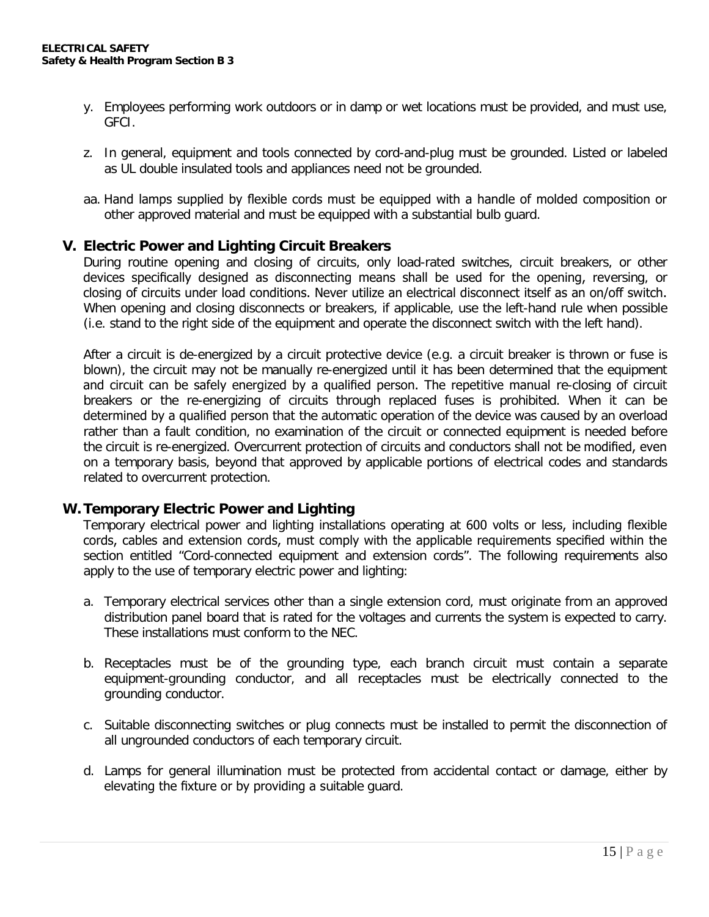y. Employees performing work outdoors or in damp or wet locations must be provided, and must use, GFCI.

z. In general, equipment and tools connected by cord-and-plug must be grounded. Listed or labeled as UL double insulated tools and appliances need not be grounded.

aa. Hand lamps supplied by flexible cords must be equipped with a handle of molded composition or other approved material and must be equipped with a substantial bulb guard.

## V. Electric Power and Lighting Circuit Breakers

During routine opening and closing of circuits, only load-rated switches, circuit breakers, or other devices specifically designed as disconnecting means shall be used for the opening, reversing, or closing of circuits under load conditions. Never utilize an electrical disconnect itself as an on/off switch. When opening and closing disconnects or breakers, if applicable, use the left-hand rule when possible (i.e. stand to the right side of the equipment and operate the disconnect switch with the left hand).

After a circuit is de-energized by a circuit protective device (e.g. a circuit breaker is thrown or fuse is blown), the circuit may not be manually re-energized until it has been determined that the equipment and circuit can be safely energized by a qualified person. The repetitive manual re-closing of circuit breakers or the re-energizing of circuits through replaced fuses is prohibited. When it can be determined by a qualified person that the automatic operation of the device was caused by an overload rather than a fault condition, no examination of the circuit or connected equipment is needed before the circuit is re-energized. Overcurrent protection of circuits and conductors shall not be modified, even on a temporary basis, beyond that approved by applicable portions of electrical codes and standards related to overcurrent protection.

## W. Temporary Electric Power and Lighting

Temporary electrical power and lighting installations operating at 600 volts or less, including flexible cords, cables and extension cords, must comply with the applicable requirements specified within the section entitled "Cord-connected equipment and extension cords". The following requirements also apply to the use of temporary electric power and lighting:

a. Temporary electrical services other than a single extension cord, must originate from an approved distribution panel board that is rated for the voltages and currents the system is expected to carry. These installations must conform to the NEC.

b. Receptacles must be of the grounding type, each branch circuit must contain a separate equipment-grounding conductor, and all receptacles must be electrically connected to the grounding conductor.

c. Suitable disconnecting switches or plug connects must be installed to permit the disconnection of all ungrounded conductors of each temporary circuit.

d. Lamps for general illumination must be protected from accidental contact or damage, either by elevating the fixture or by providing a suitable guard.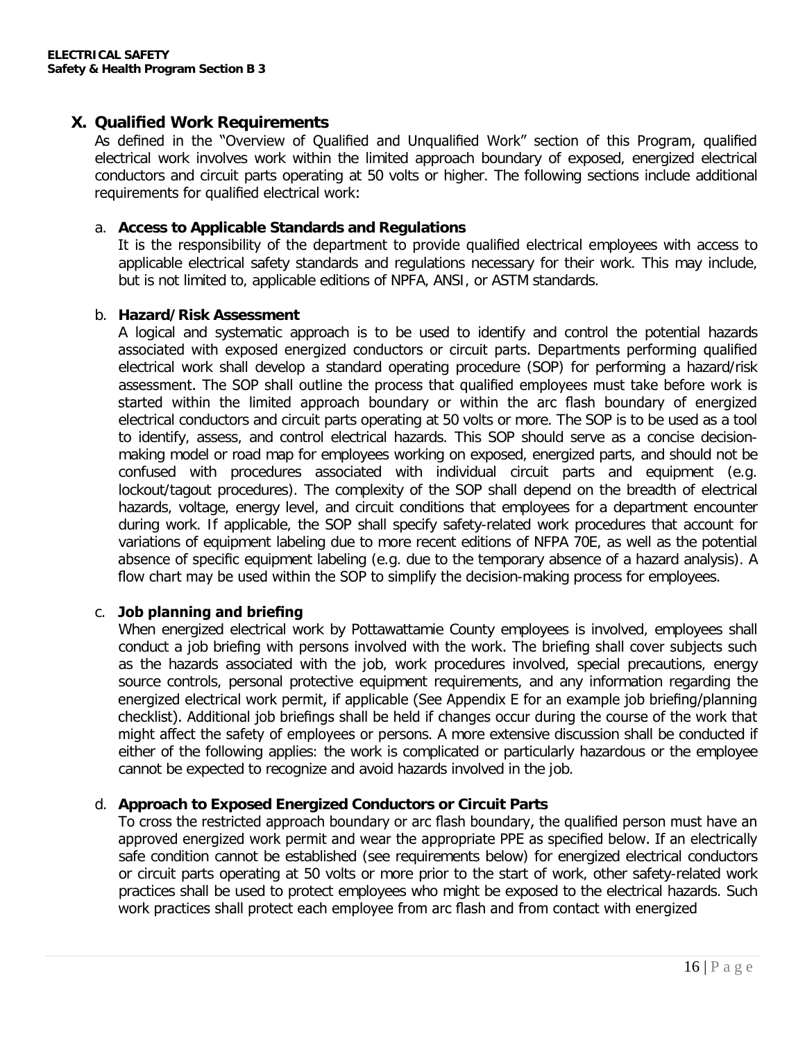## X. Qualified Work Requirements

As defined in the "Overview of Qualified and Unqualified Work" section of this Program, qualified electrical work involves work within the limited approach boundary of exposed, energized electrical conductors and circuit parts operating at 50 volts or higher. The following sections include additional requirements for qualified electrical work:

a. **Access to Applicable Standards and Regulations**

It is the responsibility of the department to provide qualified electrical employees with access to applicable electrical safety standards and regulations necessary for their work. This may include, but is not limited to, applicable editions of NPFA, ANSI, or ASTM standards.

b. **Hazard/Risk Assessment**

A logical and systematic approach is to be used to identify and control the potential hazards associated with exposed energized conductors or circuit parts. Departments performing qualified electrical work shall develop a standard operating procedure (SOP) for performing a hazard/risk assessment. The SOP shall outline the process that qualified employees must take before work is started within the limited approach boundary or within the arc flash boundary of energized electrical conductors and circuit parts operating at 50 volts or more. The SOP is to be used as a tool to identify, assess, and control electrical hazards. This SOP should serve as a concise decision-making model or road map for employees working on exposed, energized parts, and should not be confused with procedures associated with individual circuit parts and equipment (e.g. lockout/tagout procedures). The complexity of the SOP shall depend on the breadth of electrical hazards, voltage, energy level, and circuit conditions that employees for a department encounter during work. If applicable, the SOP shall specify safety-related work procedures that account for variations of equipment labeling due to more recent editions of NFPA 70E, as well as the potential absence of specific equipment labeling (e.g. due to the temporary absence of a hazard analysis). A flow chart may be used within the SOP to simplify the decision-making process for employees.

c. **Job planning and briefing**

When energized electrical work by Pottawattamie County employees is involved, employees shall conduct a job briefing with persons involved with the work. The briefing shall cover subjects such as the hazards associated with the job, work procedures involved, special precautions, energy source controls, personal protective equipment requirements, and any information regarding the energized electrical work permit, if applicable (See Appendix E for an example job briefing/planning checklist). Additional job briefings shall be held if changes occur during the course of the work that might affect the safety of employees or persons. A more extensive discussion shall be conducted if either of the following applies: the work is complicated or particularly hazardous or the employee cannot be expected to recognize and avoid hazards involved in the job.

d. **Approach to Exposed Energized Conductors or Circuit Parts**

To cross the restricted approach boundary or arc flash boundary, the qualified person must have an approved energized work permit and wear the appropriate PPE as specified below. If an electrically safe condition cannot be established (see requirements below) for energized electrical conductors or circuit parts operating at 50 volts or more prior to the start of work, other safety-related work practices shall be used to protect employees who might be exposed to the electrical hazards. Such work practices shall protect each employee from arc flash and from contact with energized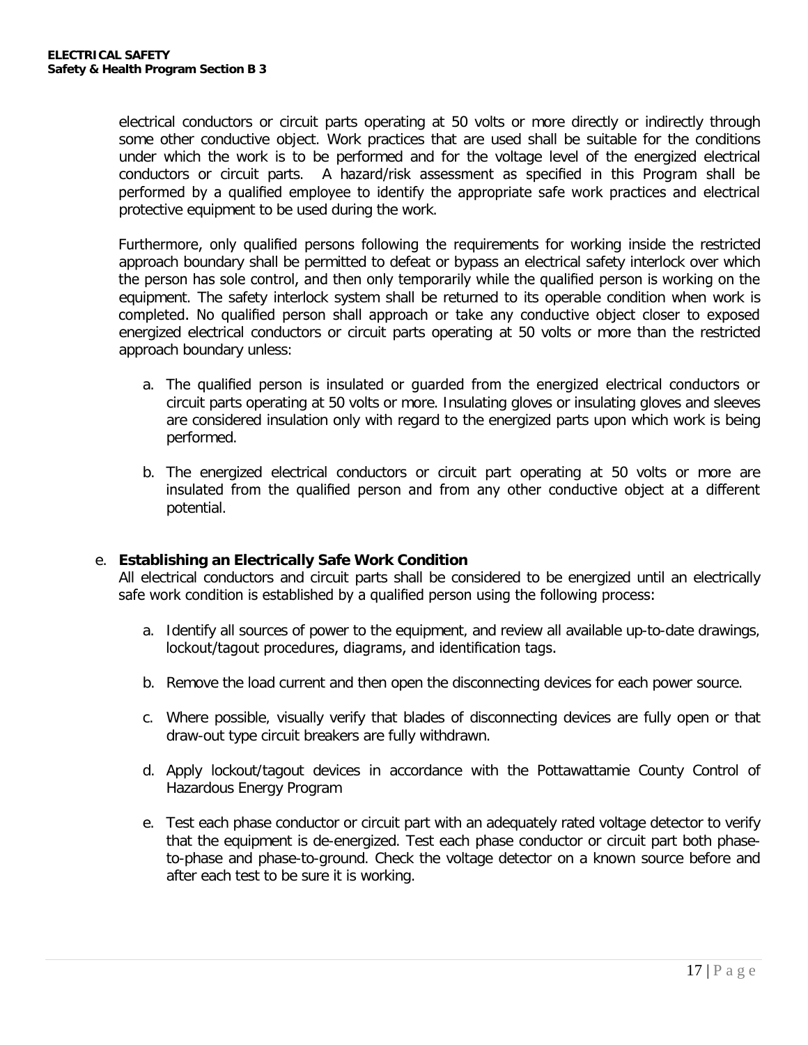electrical conductors or circuit parts operating at 50 volts or more directly or indirectly through some other conductive object. Work practices that are used shall be suitable for the conditions under which the work is to be performed and for the voltage level of the energized electrical conductors or circuit parts. A hazard/risk assessment as specified in this Program shall be performed by a qualified employee to identify the appropriate safe work practices and electrical protective equipment to be used during the work.

Furthermore, only qualified persons following the requirements for working inside the restricted approach boundary shall be permitted to defeat or bypass an electrical safety interlock over which the person has sole control, and then only temporarily while the qualified person is working on the equipment. The safety interlock system shall be returned to its operable condition when work is completed. No qualified person shall approach or take any conductive object closer to exposed energized electrical conductors or circuit parts operating at 50 volts or more than the restricted approach boundary unless:

a. The qualified person is insulated or guarded from the energized electrical conductors or circuit parts operating at 50 volts or more. Insulating gloves or insulating gloves and sleeves are considered insulation only with regard to the energized parts upon which work is being performed.

b. The energized electrical conductors or circuit part operating at 50 volts or more are insulated from the qualified person and from any other conductive object at a different potential.

e. **Establishing an Electrically Safe Work Condition**

All electrical conductors and circuit parts shall be considered to be energized until an electrically safe work condition is established by a qualified person using the following process:

a. Identify all sources of power to the equipment, and review all available up-to-date drawings, lockout/tagout procedures, diagrams, and identification tags.

b. Remove the load current and then open the disconnecting devices for each power source.

c. Where possible, visually verify that blades of disconnecting devices are fully open or that draw-out type circuit breakers are fully withdrawn.

d. Apply lockout/tagout devices in accordance with the Pottawattamie County Control of Hazardous Energy Program

e. Test each phase conductor or circuit part with an adequately rated voltage detector to verify that the equipment is de-energized. Test each phase conductor or circuit part both phase-to-phase and phase-to-ground. Check the voltage detector on a known source before and after each test to be sure it is working.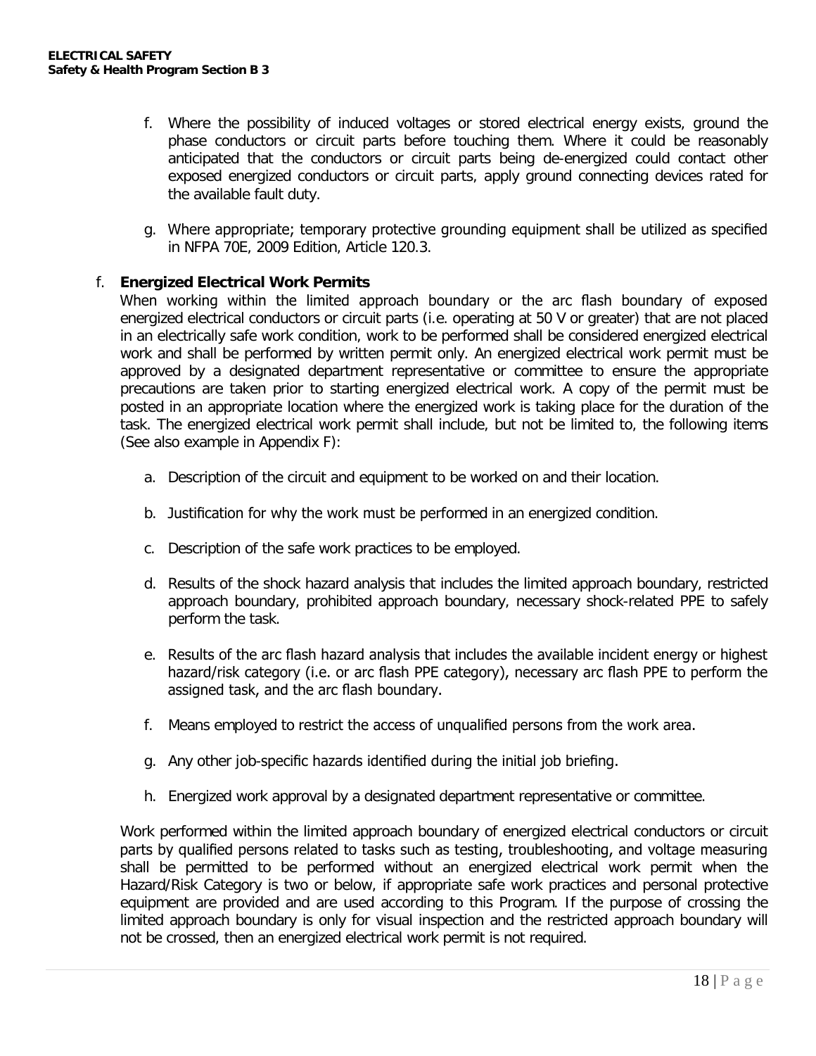f. Where the possibility of induced voltages or stored electrical energy exists, ground the phase conductors or circuit parts before touching them. Where it could be reasonably anticipated that the conductors or circuit parts being de-energized could contact other exposed energized conductors or circuit parts, apply ground connecting devices rated for the available fault duty.

g. Where appropriate; temporary protective grounding equipment shall be utilized as specified in NFPA 70E, 2009 Edition, Article 120.3.

f. **Energized Electrical Work Permits**

When working within the limited approach boundary or the arc flash boundary of exposed energized electrical conductors or circuit parts (i.e. operating at 50 V or greater) that are not placed in an electrically safe work condition, work to be performed shall be considered energized electrical work and shall be performed by written permit only. An energized electrical work permit must be approved by a designated department representative or committee to ensure the appropriate precautions are taken prior to starting energized electrical work. A copy of the permit must be posted in an appropriate location where the energized work is taking place for the duration of the task. The energized electrical work permit shall include, but not be limited to, the following items (See also example in Appendix F):

a. Description of the circuit and equipment to be worked on and their location.

b. Justification for why the work must be performed in an energized condition.

c. Description of the safe work practices to be employed.

d. Results of the shock hazard analysis that includes the limited approach boundary, restricted approach boundary, prohibited approach boundary, necessary shock-related PPE to safely perform the task.

e. Results of the arc flash hazard analysis that includes the available incident energy or highest hazard/risk category (i.e. or arc flash PPE category), necessary arc flash PPE to perform the assigned task, and the arc flash boundary.

f. Means employed to restrict the access of unqualified persons from the work area.

g. Any other job-specific hazards identified during the initial job briefing.

h. Energized work approval by a designated department representative or committee.

Work performed within the limited approach boundary of energized electrical conductors or circuit parts by qualified persons related to tasks such as testing, troubleshooting, and voltage measuring shall be permitted to be performed without an energized electrical work permit when the Hazard/Risk Category is two or below, if appropriate safe work practices and personal protective equipment are provided and are used according to this Program. If the purpose of crossing the limited approach boundary is only for visual inspection and the restricted approach boundary will not be crossed, then an energized electrical work permit is not required.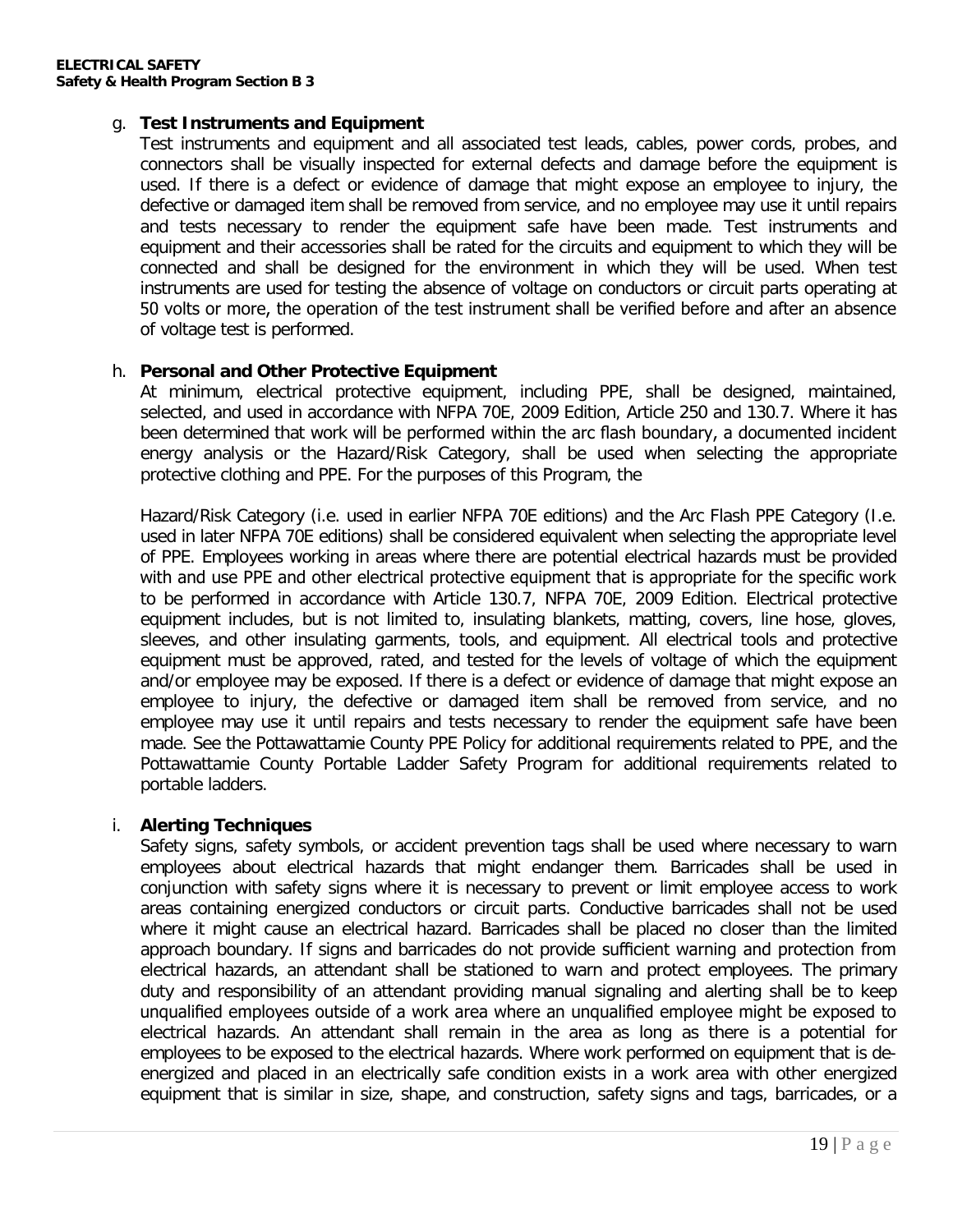g. **Test Instruments and Equipment**

Test instruments and equipment and all associated test leads, cables, power cords, probes, and connectors shall be visually inspected for external defects and damage before the equipment is used. If there is a defect or evidence of damage that might expose an employee to injury, the defective or damaged item shall be removed from service, and no employee may use it until repairs and tests necessary to render the equipment safe have been made. Test instruments and equipment and their accessories shall be rated for the circuits and equipment to which they will be connected and shall be designed for the environment in which they will be used. When test instruments are used for testing the absence of voltage on conductors or circuit parts operating at 50 volts or more, the operation of the test instrument shall be verified before and after an absence of voltage test is performed.

h. **Personal and Other Protective Equipment**

At minimum, electrical protective equipment, including PPE, shall be designed, maintained, selected, and used in accordance with NFPA 70E, 2009 Edition, Article 250 and 130.7. Where it has been determined that work will be performed within the arc flash boundary, a documented incident energy analysis or the Hazard/Risk Category, shall be used when selecting the appropriate protective clothing and PPE. For the purposes of this Program, the

Hazard/Risk Category (i.e. used in earlier NFPA 70E editions) and the Arc Flash PPE Category (I.e. used in later NFPA 70E editions) shall be considered equivalent when selecting the appropriate level of PPE. Employees working in areas where there are potential electrical hazards must be provided with and use PPE and other electrical protective equipment that is appropriate for the specific work to be performed in accordance with Article 130.7, NFPA 70E, 2009 Edition. Electrical protective equipment includes, but is not limited to, insulating blankets, matting, covers, line hose, gloves, sleeves, and other insulating garments, tools, and equipment. All electrical tools and protective equipment must be approved, rated, and tested for the levels of voltage of which the equipment and/or employee may be exposed. If there is a defect or evidence of damage that might expose an employee to injury, the defective or damaged item shall be removed from service, and no employee may use it until repairs and tests necessary to render the equipment safe have been made. See the Pottawattamie County PPE Policy for additional requirements related to PPE, and the Pottawattamie County Portable Ladder Safety Program for additional requirements related to portable ladders.

i. **Alerting Techniques**

Safety signs, safety symbols, or accident prevention tags shall be used where necessary to warn employees about electrical hazards that might endanger them. Barricades shall be used in conjunction with safety signs where it is necessary to prevent or limit employee access to work areas containing energized conductors or circuit parts. Conductive barricades shall not be used where it might cause an electrical hazard. Barricades shall be placed no closer than the limited approach boundary. If signs and barricades do not provide sufficient warning and protection from electrical hazards, an attendant shall be stationed to warn and protect employees. The primary duty and responsibility of an attendant providing manual signaling and alerting shall be to keep unqualified employees outside of a work area where an unqualified employee might be exposed to electrical hazards. An attendant shall remain in the area as long as there is a potential for employees to be exposed to the electrical hazards. Where work performed on equipment that is de-energized and placed in an electrically safe condition exists in a work area with other energized equipment that is similar in size, shape, and construction, safety signs and tags, barricades, or a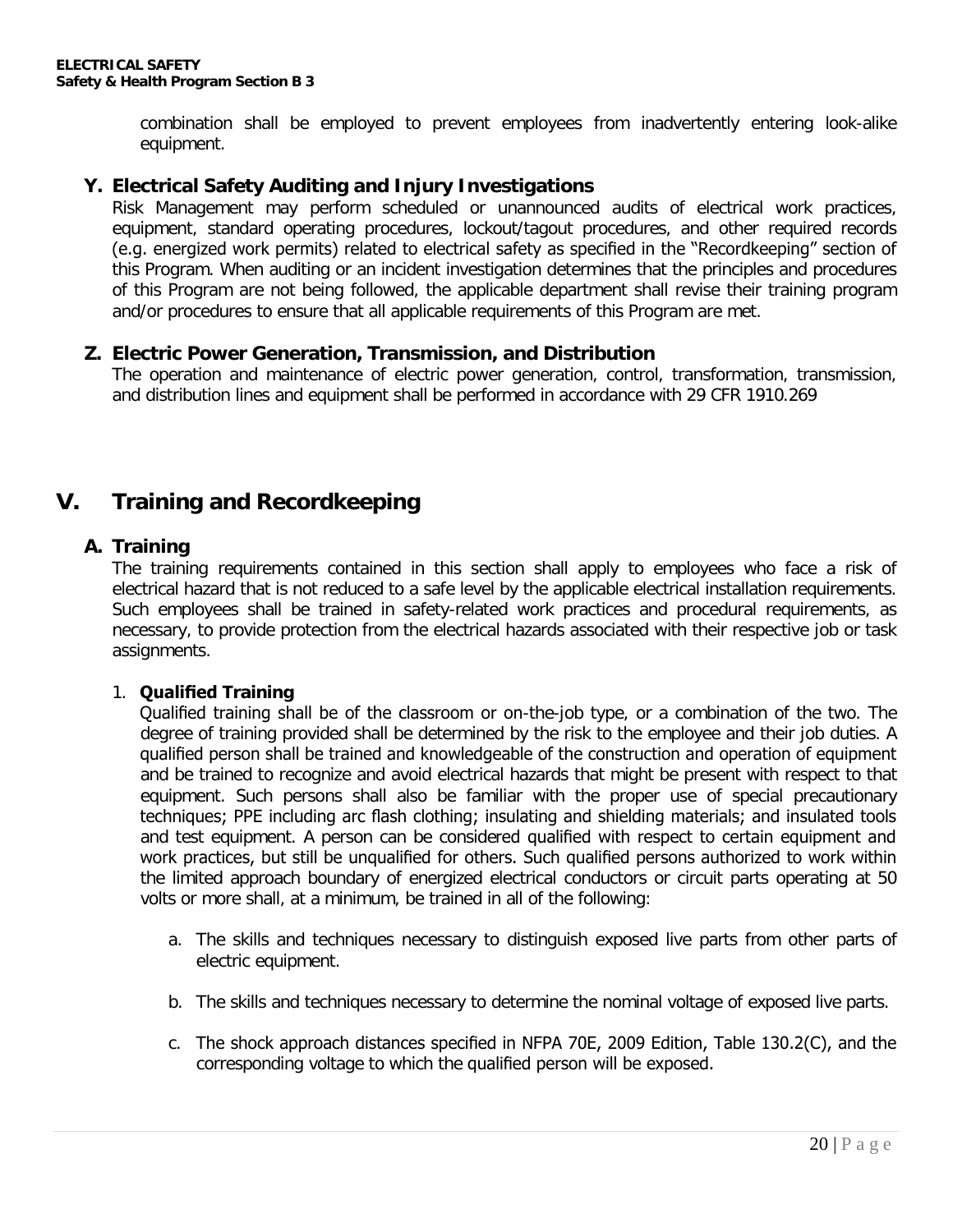combination shall be employed to prevent employees from inadvertently entering look-alike equipment.

### Y. Electrical Safety Auditing and Injury Investigations

Risk Management may perform scheduled or unannounced audits of electrical work practices, equipment, standard operating procedures, lockout/tagout procedures, and other required records (e.g. energized work permits) related to electrical safety as specified in the "Recordkeeping" section of this Program. When auditing or an incident investigation determines that the principles and procedures of this Program are not being followed, the applicable department shall revise their training program and/or procedures to ensure that all applicable requirements of this Program are met.

### Z. Electric Power Generation, Transmission, and Distribution

The operation and maintenance of electric power generation, control, transformation, transmission, and distribution lines and equipment shall be performed in accordance with 29 CFR 1910.269

## V. Training and Recordkeeping

### A. Training

The training requirements contained in this section shall apply to employees who face a risk of electrical hazard that is not reduced to a safe level by the applicable electrical installation requirements. Such employees shall be trained in safety-related work practices and procedural requirements, as necessary, to provide protection from the electrical hazards associated with their respective job or task assignments.

1. **Qualified Training**

   Qualified training shall be of the classroom or on-the-job type, or a combination of the two. The degree of training provided shall be determined by the risk to the employee and their job duties. A qualified person shall be trained and knowledgeable of the construction and operation of equipment and be trained to recognize and avoid electrical hazards that might be present with respect to that equipment. Such persons shall also be familiar with the proper use of special precautionary techniques; PPE including arc flash clothing; insulating and shielding materials; and insulated tools and test equipment. A person can be considered qualified with respect to certain equipment and work practices, but still be unqualified for others. Such qualified persons authorized to work within the limited approach boundary of energized electrical conductors or circuit parts operating at 50 volts or more shall, at a minimum, be trained in all of the following:

   a. The skills and techniques necessary to distinguish exposed live parts from other parts of electric equipment.

   b. The skills and techniques necessary to determine the nominal voltage of exposed live parts.

   c. The shock approach distances specified in NFPA 70E, 2009 Edition, Table 130.2(C), and the corresponding voltage to which the qualified person will be exposed.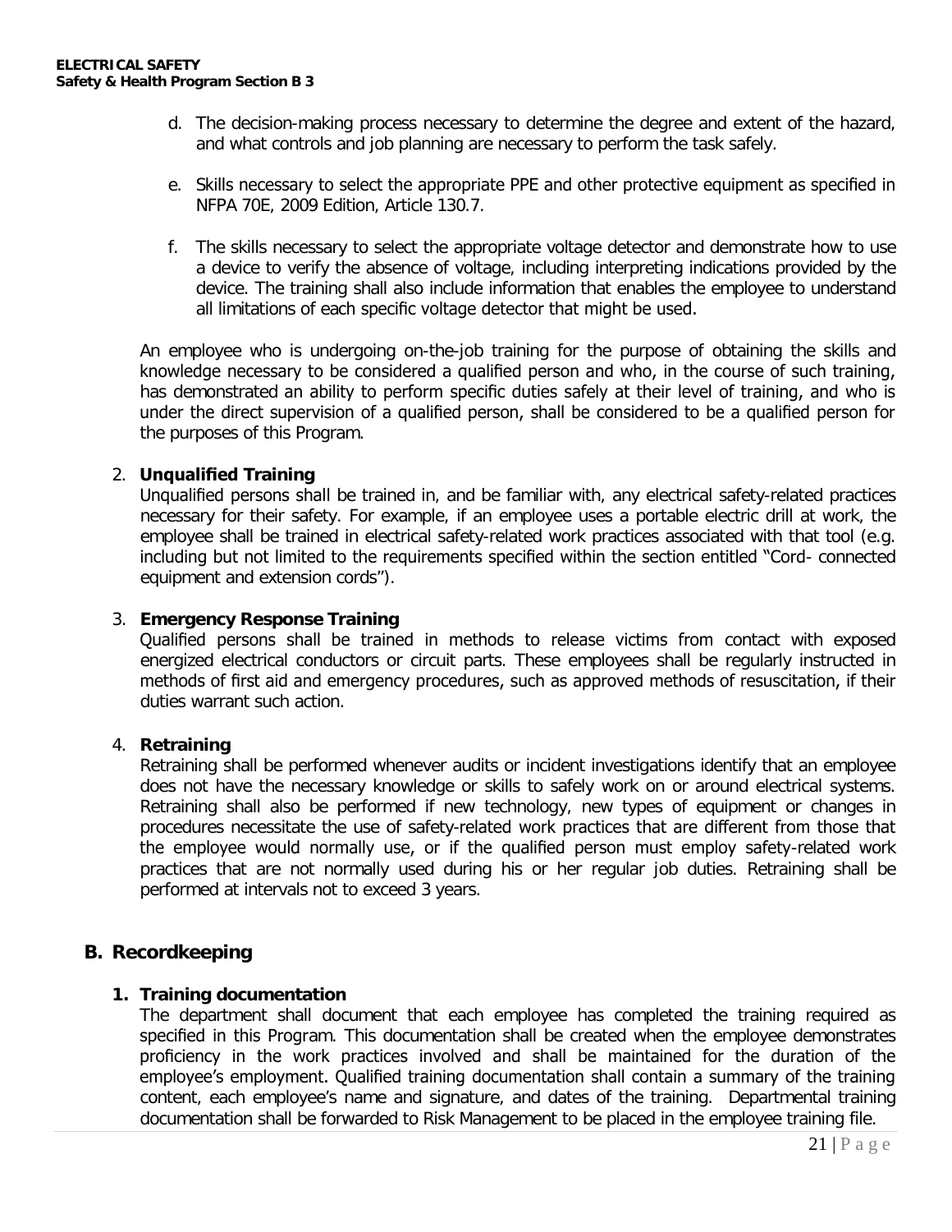d. The decision-making process necessary to determine the degree and extent of the hazard, and what controls and job planning are necessary to perform the task safely.

e. Skills necessary to select the appropriate PPE and other protective equipment as specified in NFPA 70E, 2009 Edition, Article 130.7.

f. The skills necessary to select the appropriate voltage detector and demonstrate how to use a device to verify the absence of voltage, including interpreting indications provided by the device. The training shall also include information that enables the employee to understand all limitations of each specific voltage detector that might be used.

An employee who is undergoing on-the-job training for the purpose of obtaining the skills and knowledge necessary to be considered a qualified person and who, in the course of such training, has demonstrated an ability to perform specific duties safely at their level of training, and who is under the direct supervision of a qualified person, shall be considered to be a qualified person for the purposes of this Program.

2. **Unqualified Training**

Unqualified persons shall be trained in, and be familiar with, any electrical safety-related practices necessary for their safety. For example, if an employee uses a portable electric drill at work, the employee shall be trained in electrical safety-related work practices associated with that tool (e.g. including but not limited to the requirements specified within the section entitled "Cord- connected equipment and extension cords").

3. **Emergency Response Training**

Qualified persons shall be trained in methods to release victims from contact with exposed energized electrical conductors or circuit parts. These employees shall be regularly instructed in methods of first aid and emergency procedures, such as approved methods of resuscitation, if their duties warrant such action.

4. **Retraining**

Retraining shall be performed whenever audits or incident investigations identify that an employee does not have the necessary knowledge or skills to safely work on or around electrical systems. Retraining shall also be performed if new technology, new types of equipment or changes in procedures necessitate the use of safety-related work practices that are different from those that the employee would normally use, or if the qualified person must employ safety-related work practices that are not normally used during his or her regular job duties. Retraining shall be performed at intervals not to exceed 3 years.

## B. Recordkeeping

### 1. Training documentation

The department shall document that each employee has completed the training required as specified in this Program. This documentation shall be created when the employee demonstrates proficiency in the work practices involved and shall be maintained for the duration of the employee's employment. Qualified training documentation shall contain a summary of the training content, each employee's name and signature, and dates of the training. Departmental training documentation shall be forwarded to Risk Management to be placed in the employee training file.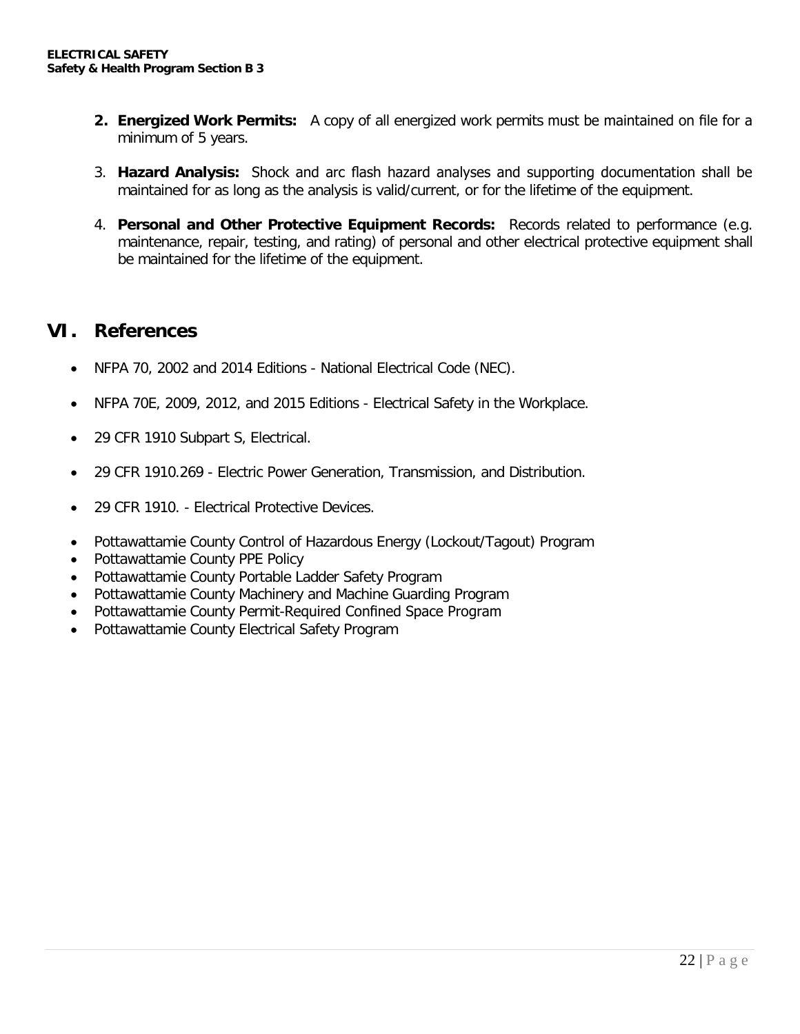2. **Energized Work Permits:** A copy of all energized work permits must be maintained on file for a minimum of 5 years.

3. **Hazard Analysis:** Shock and arc flash hazard analyses and supporting documentation shall be maintained for as long as the analysis is valid/current, or for the lifetime of the equipment.

4. **Personal and Other Protective Equipment Records:** Records related to performance (e.g. maintenance, repair, testing, and rating) of personal and other electrical protective equipment shall be maintained for the lifetime of the equipment.

# VI. References

- NFPA 70, 2002 and 2014 Editions - National Electrical Code (NEC).
- NFPA 70E, 2009, 2012, and 2015 Editions - Electrical Safety in the Workplace.
- 29 CFR 1910 Subpart S, Electrical.
- 29 CFR 1910.269 - Electric Power Generation, Transmission, and Distribution.
- 29 CFR 1910. - Electrical Protective Devices.
- Pottawattamie County Control of Hazardous Energy (Lockout/Tagout) Program
- Pottawattamie County PPE Policy
- Pottawattamie County Portable Ladder Safety Program
- Pottawattamie County Machinery and Machine Guarding Program
- Pottawattamie County Permit-Required Confined Space Program
- Pottawattamie County Electrical Safety Program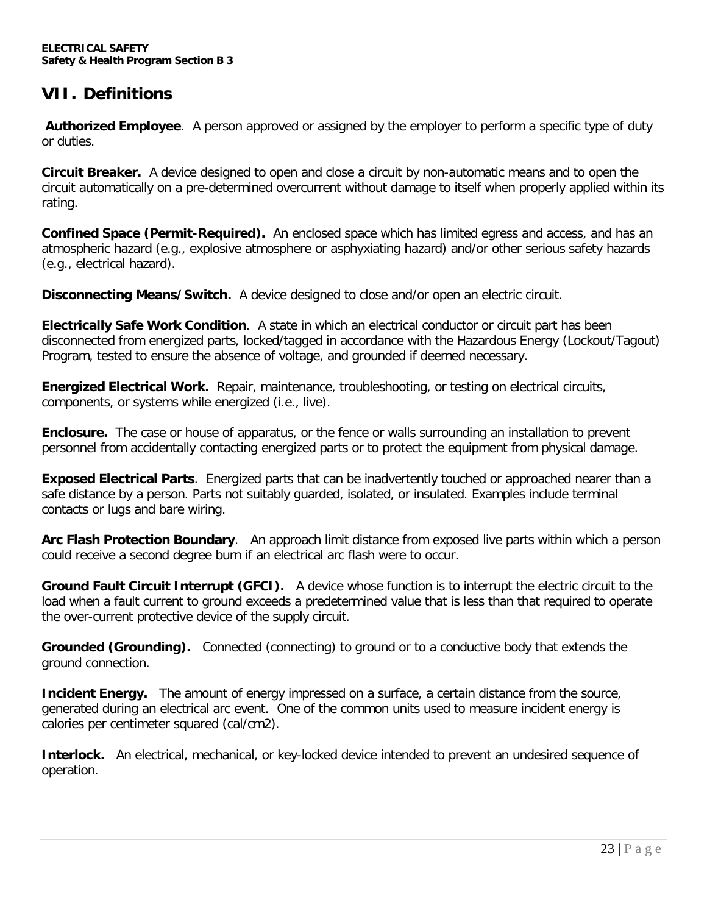## VII. Definitions

**Authorized Employee**. A person approved or assigned by the employer to perform a specific type of duty or duties.

**Circuit Breaker.** A device designed to open and close a circuit by non-automatic means and to open the circuit automatically on a pre-determined overcurrent without damage to itself when properly applied within its rating.

**Confined Space (Permit-Required).** An enclosed space which has limited egress and access, and has an atmospheric hazard (e.g., explosive atmosphere or asphyxiating hazard) and/or other serious safety hazards (e.g., electrical hazard).

**Disconnecting Means/Switch.** A device designed to close and/or open an electric circuit.

**Electrically Safe Work Condition**. A state in which an electrical conductor or circuit part has been disconnected from energized parts, locked/tagged in accordance with the Hazardous Energy (Lockout/Tagout) Program, tested to ensure the absence of voltage, and grounded if deemed necessary.

**Energized Electrical Work.** Repair, maintenance, troubleshooting, or testing on electrical circuits, components, or systems while energized (i.e., live).

**Enclosure.** The case or house of apparatus, or the fence or walls surrounding an installation to prevent personnel from accidentally contacting energized parts or to protect the equipment from physical damage.

**Exposed Electrical Parts**. Energized parts that can be inadvertently touched or approached nearer than a safe distance by a person. Parts not suitably guarded, isolated, or insulated. Examples include terminal contacts or lugs and bare wiring.

**Arc Flash Protection Boundary**. An approach limit distance from exposed live parts within which a person could receive a second degree burn if an electrical arc flash were to occur.

**Ground Fault Circuit Interrupt (GFCI).** A device whose function is to interrupt the electric circuit to the load when a fault current to ground exceeds a predetermined value that is less than that required to operate the over-current protective device of the supply circuit.

**Grounded (Grounding).** Connected (connecting) to ground or to a conductive body that extends the ground connection.

**Incident Energy.** The amount of energy impressed on a surface, a certain distance from the source, generated during an electrical arc event. One of the common units used to measure incident energy is calories per centimeter squared (cal/cm2).

**Interlock.** An electrical, mechanical, or key-locked device intended to prevent an undesired sequence of operation.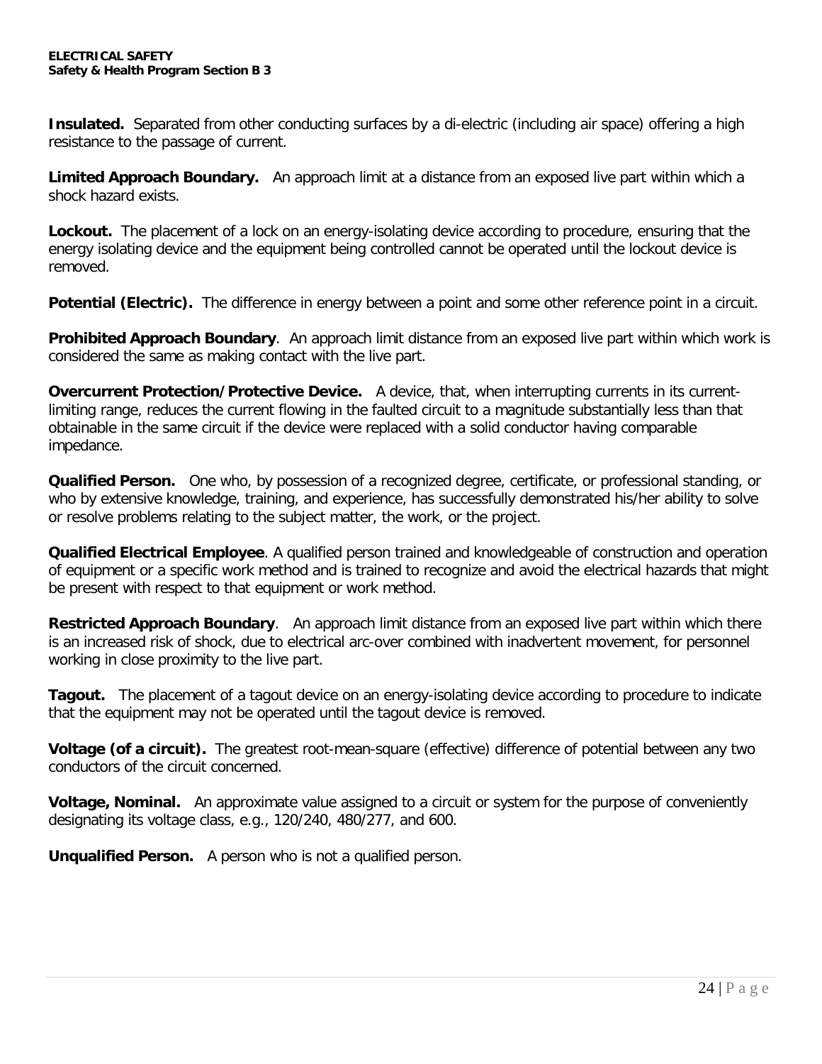**Insulated.** Separated from other conducting surfaces by a di-electric (including air space) offering a high resistance to the passage of current.

**Limited Approach Boundary.** An approach limit at a distance from an exposed live part within which a shock hazard exists.

**Lockout.** The placement of a lock on an energy-isolating device according to procedure, ensuring that the energy isolating device and the equipment being controlled cannot be operated until the lockout device is removed.

**Potential (Electric).** The difference in energy between a point and some other reference point in a circuit.

**Prohibited Approach Boundary**. An approach limit distance from an exposed live part within which work is considered the same as making contact with the live part.

**Overcurrent Protection/Protective Device.** A device, that, when interrupting currents in its current-limiting range, reduces the current flowing in the faulted circuit to a magnitude substantially less than that obtainable in the same circuit if the device were replaced with a solid conductor having comparable impedance.

**Qualified Person.** One who, by possession of a recognized degree, certificate, or professional standing, or who by extensive knowledge, training, and experience, has successfully demonstrated his/her ability to solve or resolve problems relating to the subject matter, the work, or the project.

**Qualified Electrical Employee**. A qualified person trained and knowledgeable of construction and operation of equipment or a specific work method and is trained to recognize and avoid the electrical hazards that might be present with respect to that equipment or work method.

**Restricted Approach Boundary**. An approach limit distance from an exposed live part within which there is an increased risk of shock, due to electrical arc-over combined with inadvertent movement, for personnel working in close proximity to the live part.

**Tagout.** The placement of a tagout device on an energy-isolating device according to procedure to indicate that the equipment may not be operated until the tagout device is removed.

**Voltage (of a circuit).** The greatest root-mean-square (effective) difference of potential between any two conductors of the circuit concerned.

**Voltage, Nominal.** An approximate value assigned to a circuit or system for the purpose of conveniently designating its voltage class, e.g., 120/240, 480/277, and 600.

**Unqualified Person.** A person who is not a qualified person.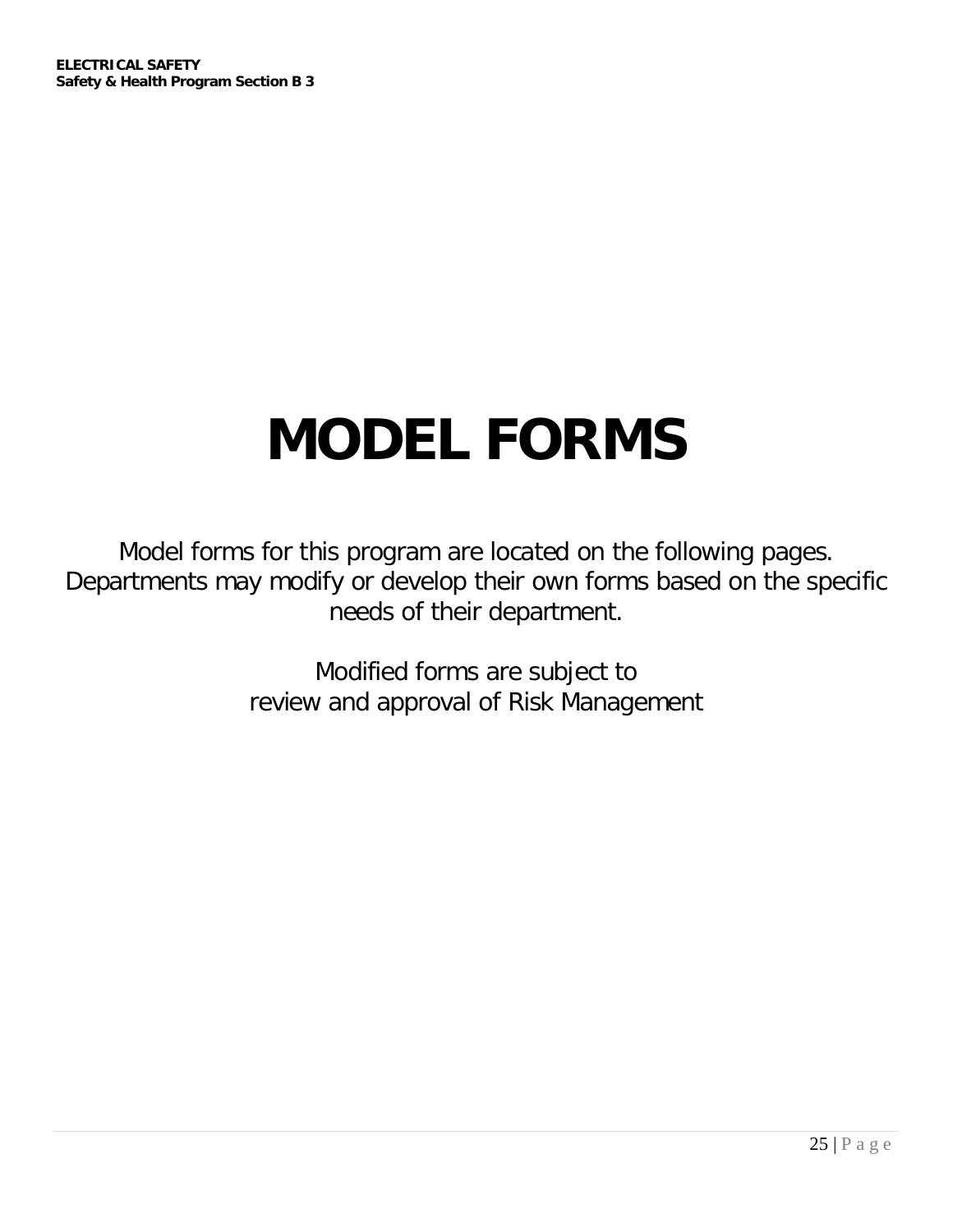# MODEL FORMS

Model forms for this program are located on the following pages. Departments may modify or develop their own forms based on the specific needs of their department.

Modified forms are subject to review and approval of Risk Management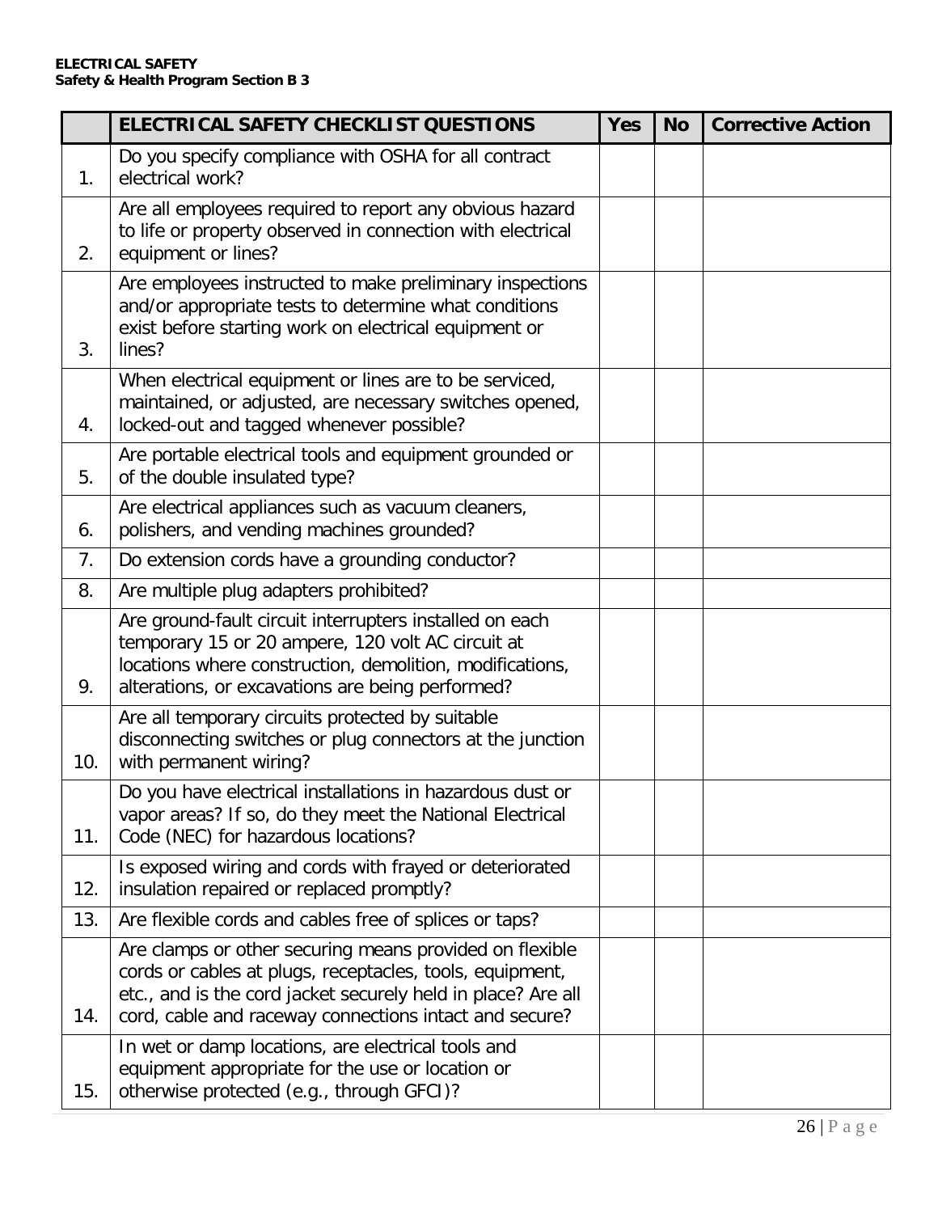**ELECTRICAL SAFETY**
**Safety & Health Program Section B 3**

| | ELECTRICAL SAFETY CHECKLIST QUESTIONS | Yes | No | Corrective Action |
|---|---|---|---|---|
| 1. | Do you specify compliance with OSHA for all contract electrical work? | | | |
| 2. | Are all employees required to report any obvious hazard to life or property observed in connection with electrical equipment or lines? | | | |
| 3. | Are employees instructed to make preliminary inspections and/or appropriate tests to determine what conditions exist before starting work on electrical equipment or lines? | | | |
| 4. | When electrical equipment or lines are to be serviced, maintained, or adjusted, are necessary switches opened, locked-out and tagged whenever possible? | | | |
| 5. | Are portable electrical tools and equipment grounded or of the double insulated type? | | | |
| 6. | Are electrical appliances such as vacuum cleaners, polishers, and vending machines grounded? | | | |
| 7. | Do extension cords have a grounding conductor? | | | |
| 8. | Are multiple plug adapters prohibited? | | | |
| 9. | Are ground-fault circuit interrupters installed on each temporary 15 or 20 ampere, 120 volt AC circuit at locations where construction, demolition, modifications, alterations, or excavations are being performed? | | | |
| 10. | Are all temporary circuits protected by suitable disconnecting switches or plug connectors at the junction with permanent wiring? | | | |
| 11. | Do you have electrical installations in hazardous dust or vapor areas? If so, do they meet the National Electrical Code (NEC) for hazardous locations? | | | |
| 12. | Is exposed wiring and cords with frayed or deteriorated insulation repaired or replaced promptly? | | | |
| 13. | Are flexible cords and cables free of splices or taps? | | | |
| 14. | Are clamps or other securing means provided on flexible cords or cables at plugs, receptacles, tools, equipment, etc., and is the cord jacket securely held in place? Are all cord, cable and raceway connections intact and secure? | | | |
| 15. | In wet or damp locations, are electrical tools and equipment appropriate for the use or location or otherwise protected (e.g., through GFCI)? | | | |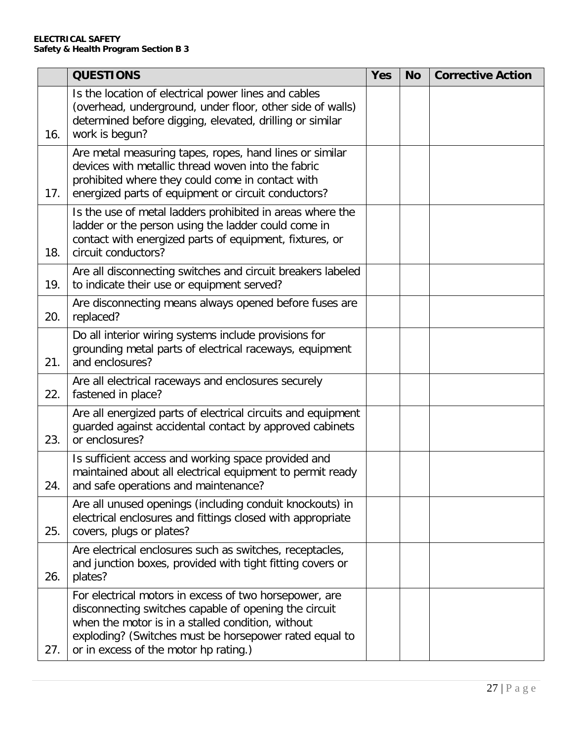| | QUESTIONS | Yes | No | Corrective Action |
|---|---|---|---|---|
| 16. | Is the location of electrical power lines and cables (overhead, underground, under floor, other side of walls) determined before digging, elevated, drilling or similar work is begun? | | | |
| 17. | Are metal measuring tapes, ropes, hand lines or similar devices with metallic thread woven into the fabric prohibited where they could come in contact with energized parts of equipment or circuit conductors? | | | |
| 18. | Is the use of metal ladders prohibited in areas where the ladder or the person using the ladder could come in contact with energized parts of equipment, fixtures, or circuit conductors? | | | |
| 19. | Are all disconnecting switches and circuit breakers labeled to indicate their use or equipment served? | | | |
| 20. | Are disconnecting means always opened before fuses are replaced? | | | |
| 21. | Do all interior wiring systems include provisions for grounding metal parts of electrical raceways, equipment and enclosures? | | | |
| 22. | Are all electrical raceways and enclosures securely fastened in place? | | | |
| 23. | Are all energized parts of electrical circuits and equipment guarded against accidental contact by approved cabinets or enclosures? | | | |
| 24. | Is sufficient access and working space provided and maintained about all electrical equipment to permit ready and safe operations and maintenance? | | | |
| 25. | Are all unused openings (including conduit knockouts) in electrical enclosures and fittings closed with appropriate covers, plugs or plates? | | | |
| 26. | Are electrical enclosures such as switches, receptacles, and junction boxes, provided with tight fitting covers or plates? | | | |
| 27. | For electrical motors in excess of two horsepower, are disconnecting switches capable of opening the circuit when the motor is in a stalled condition, without exploding? (Switches must be horsepower rated equal to or in excess of the motor hp rating.) | | | |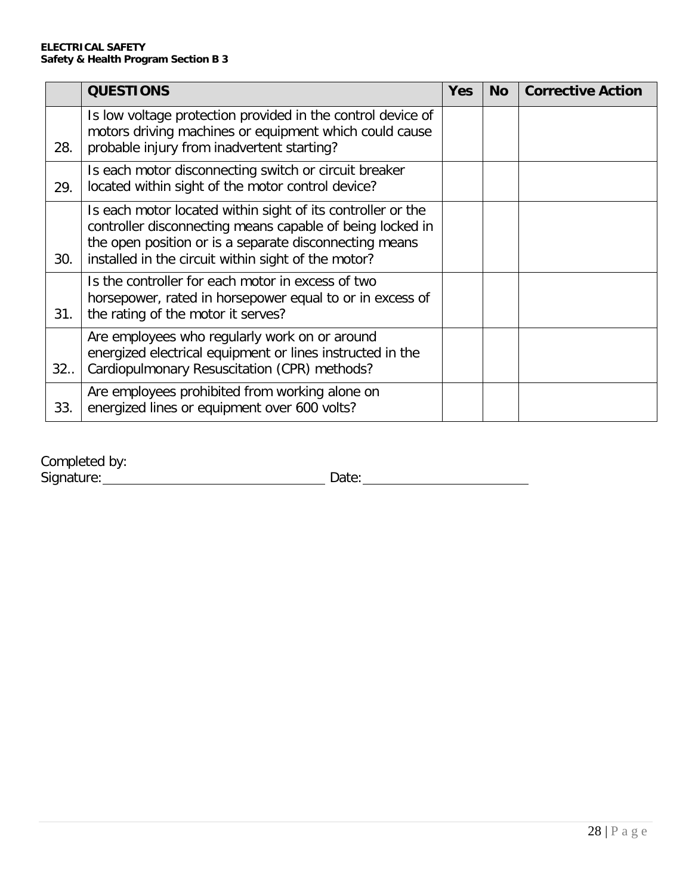| | QUESTIONS | Yes | No | Corrective Action |
|---|---|---|---|---|
| 28. | Is low voltage protection provided in the control device of motors driving machines or equipment which could cause probable injury from inadvertent starting? | | | |
| 29. | Is each motor disconnecting switch or circuit breaker located within sight of the motor control device? | | | |
| 30. | Is each motor located within sight of its controller or the controller disconnecting means capable of being locked in the open position or is a separate disconnecting means installed in the circuit within sight of the motor? | | | |
| 31. | Is the controller for each motor in excess of two horsepower, rated in horsepower equal to or in excess of the rating of the motor it serves? | | | |
| 32.. | Are employees who regularly work on or around energized electrical equipment or lines instructed in the Cardiopulmonary Resuscitation (CPR) methods? | | | |
| 33. | Are employees prohibited from working alone on energized lines or equipment over 600 volts? | | | |

Completed by:
Signature: ______________________________ Date: ______________________